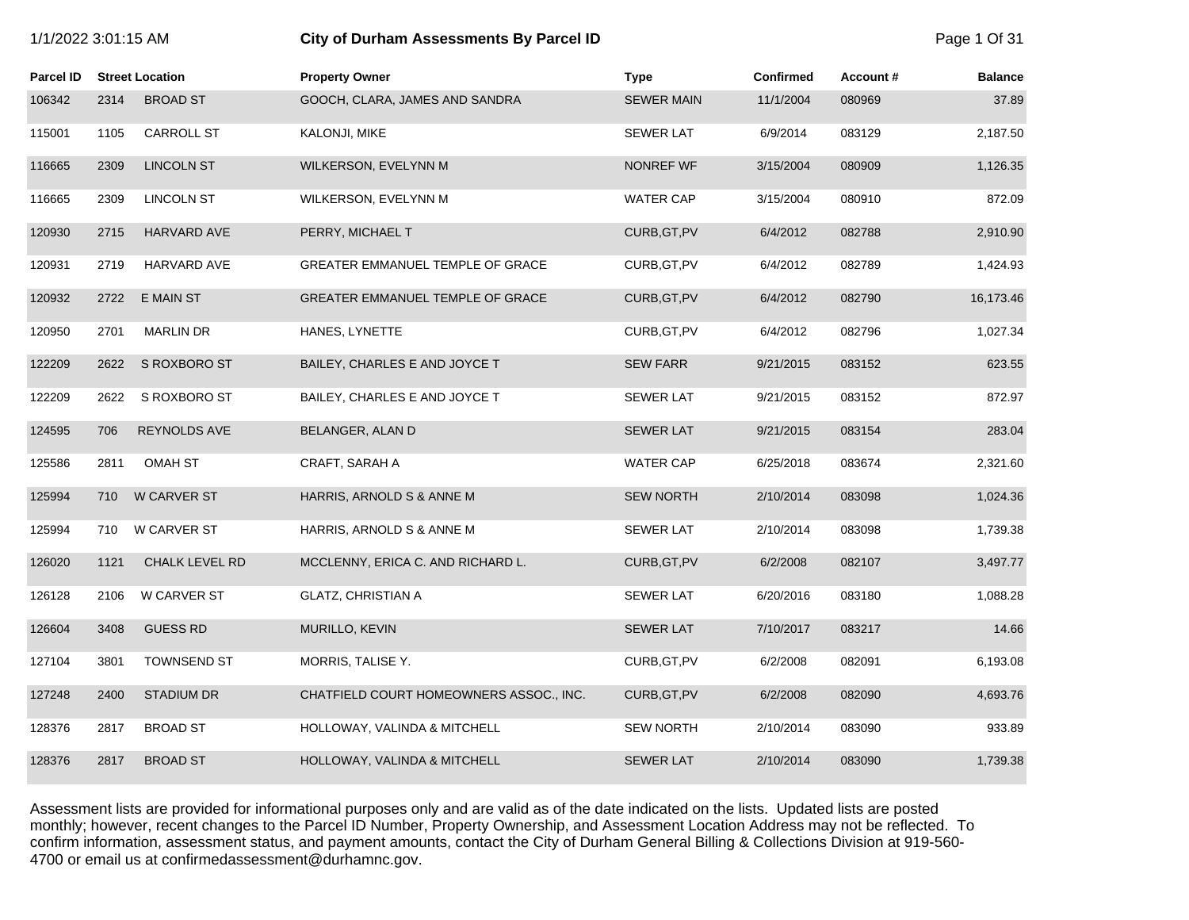# City of Durham Assessments By Parcel ID

1/1/2022 3:01:15 AM

| Parcel ID | Street Location | | Property Owner | Type | Confirmed | Account # | Balance |
|---|---|---|---|---|---|---|---|
| 106342 | 2314 | BROAD ST | GOOCH, CLARA, JAMES AND SANDRA | SEWER MAIN | 11/1/2004 | 080969 | 37.89 |
| 115001 | 1105 | CARROLL ST | KALONJI, MIKE | SEWER LAT | 6/9/2014 | 083129 | 2,187.50 |
| 116665 | 2309 | LINCOLN ST | WILKERSON, EVELYNN M | NONREF WF | 3/15/2004 | 080909 | 1,126.35 |
| 116665 | 2309 | LINCOLN ST | WILKERSON, EVELYNN M | WATER CAP | 3/15/2004 | 080910 | 872.09 |
| 120930 | 2715 | HARVARD AVE | PERRY, MICHAEL T | CURB,GT,PV | 6/4/2012 | 082788 | 2,910.90 |
| 120931 | 2719 | HARVARD AVE | GREATER EMMANUEL TEMPLE OF GRACE | CURB,GT,PV | 6/4/2012 | 082789 | 1,424.93 |
| 120932 | 2722 | E MAIN ST | GREATER EMMANUEL TEMPLE OF GRACE | CURB,GT,PV | 6/4/2012 | 082790 | 16,173.46 |
| 120950 | 2701 | MARLIN DR | HANES, LYNETTE | CURB,GT,PV | 6/4/2012 | 082796 | 1,027.34 |
| 122209 | 2622 | S ROXBORO ST | BAILEY, CHARLES E AND JOYCE T | SEW FARR | 9/21/2015 | 083152 | 623.55 |
| 122209 | 2622 | S ROXBORO ST | BAILEY, CHARLES E AND JOYCE T | SEWER LAT | 9/21/2015 | 083152 | 872.97 |
| 124595 | 706 | REYNOLDS AVE | BELANGER, ALAN D | SEWER LAT | 9/21/2015 | 083154 | 283.04 |
| 125586 | 2811 | OMAH ST | CRAFT, SARAH A | WATER CAP | 6/25/2018 | 083674 | 2,321.60 |
| 125994 | 710 | W CARVER ST | HARRIS, ARNOLD S & ANNE M | SEW NORTH | 2/10/2014 | 083098 | 1,024.36 |
| 125994 | 710 | W CARVER ST | HARRIS, ARNOLD S & ANNE M | SEWER LAT | 2/10/2014 | 083098 | 1,739.38 |
| 126020 | 1121 | CHALK LEVEL RD | MCCLENNY, ERICA C. AND RICHARD L. | CURB,GT,PV | 6/2/2008 | 082107 | 3,497.77 |
| 126128 | 2106 | W CARVER ST | GLATZ, CHRISTIAN A | SEWER LAT | 6/20/2016 | 083180 | 1,088.28 |
| 126604 | 3408 | GUESS RD | MURILLO, KEVIN | SEWER LAT | 7/10/2017 | 083217 | 14.66 |
| 127104 | 3801 | TOWNSEND ST | MORRIS, TALISE Y. | CURB,GT,PV | 6/2/2008 | 082091 | 6,193.08 |
| 127248 | 2400 | STADIUM DR | CHATFIELD COURT HOMEOWNERS ASSOC., INC. | CURB,GT,PV | 6/2/2008 | 082090 | 4,693.76 |
| 128376 | 2817 | BROAD ST | HOLLOWAY, VALINDA & MITCHELL | SEW NORTH | 2/10/2014 | 083090 | 933.89 |
| 128376 | 2817 | BROAD ST | HOLLOWAY, VALINDA & MITCHELL | SEWER LAT | 2/10/2014 | 083090 | 1,739.38 |

Assessment lists are provided for informational purposes only and are valid as of the date indicated on the lists. Updated lists are posted monthly; however, recent changes to the Parcel ID Number, Property Ownership, and Assessment Location Address may not be reflected. To confirm information, assessment status, and payment amounts, contact the City of Durham General Billing & Collections Division at 919-560-4700 or email us at confirmedassessment@durhamnc.gov.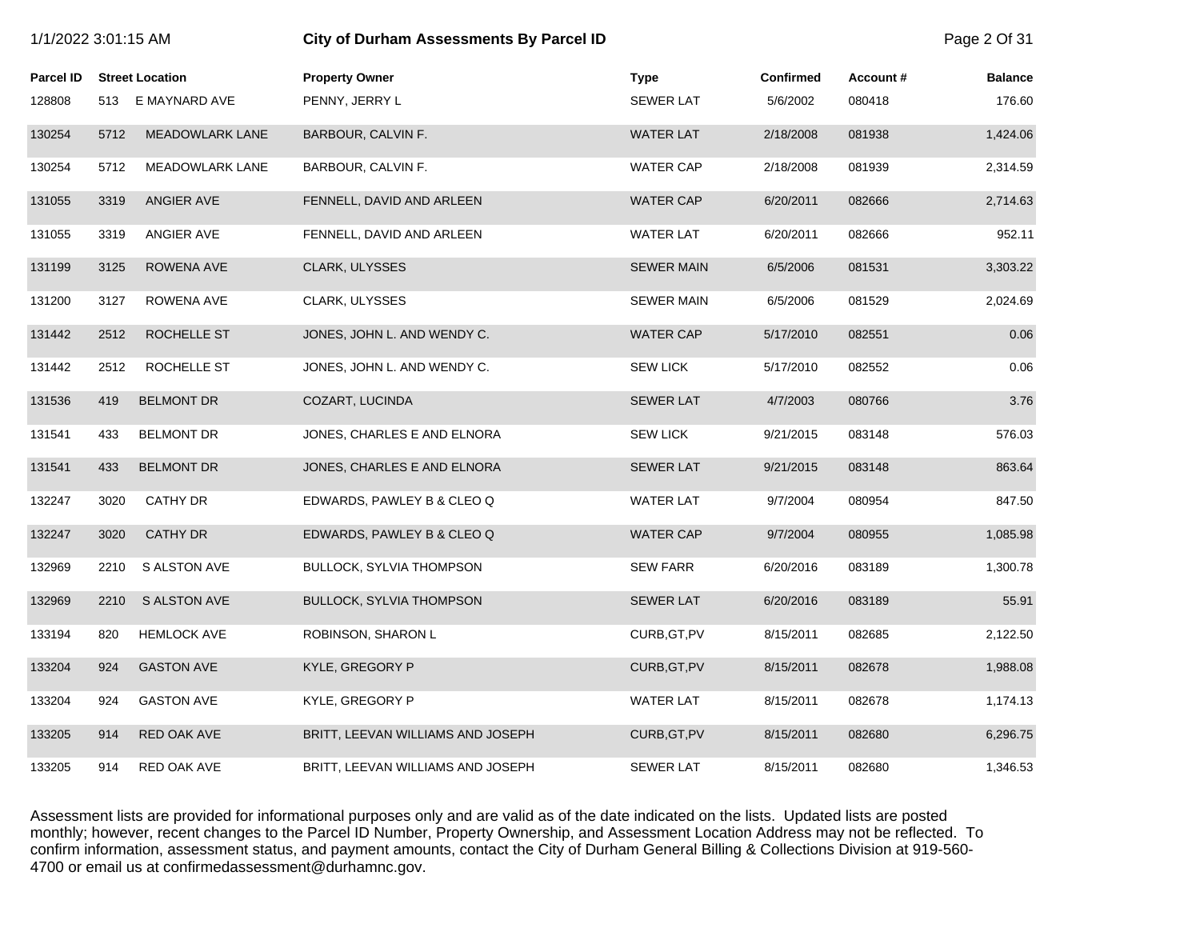| Parcel ID | Street Location | | Property Owner | Type | Confirmed | Account # | Balance |
|---|---|---|---|---|---|---|---|
| 128808 | 513 | E MAYNARD AVE | PENNY, JERRY L | SEWER LAT | 5/6/2002 | 080418 | 176.60 |
| 130254 | 5712 | MEADOWLARK LANE | BARBOUR, CALVIN F. | WATER LAT | 2/18/2008 | 081938 | 1,424.06 |
| 130254 | 5712 | MEADOWLARK LANE | BARBOUR, CALVIN F. | WATER CAP | 2/18/2008 | 081939 | 2,314.59 |
| 131055 | 3319 | ANGIER AVE | FENNELL, DAVID AND ARLEEN | WATER CAP | 6/20/2011 | 082666 | 2,714.63 |
| 131055 | 3319 | ANGIER AVE | FENNELL, DAVID AND ARLEEN | WATER LAT | 6/20/2011 | 082666 | 952.11 |
| 131199 | 3125 | ROWENA AVE | CLARK, ULYSSES | SEWER MAIN | 6/5/2006 | 081531 | 3,303.22 |
| 131200 | 3127 | ROWENA AVE | CLARK, ULYSSES | SEWER MAIN | 6/5/2006 | 081529 | 2,024.69 |
| 131442 | 2512 | ROCHELLE ST | JONES, JOHN L. AND WENDY C. | WATER CAP | 5/17/2010 | 082551 | 0.06 |
| 131442 | 2512 | ROCHELLE ST | JONES, JOHN L. AND WENDY C. | SEW LICK | 5/17/2010 | 082552 | 0.06 |
| 131536 | 419 | BELMONT DR | COZART, LUCINDA | SEWER LAT | 4/7/2003 | 080766 | 3.76 |
| 131541 | 433 | BELMONT DR | JONES, CHARLES E AND ELNORA | SEW LICK | 9/21/2015 | 083148 | 576.03 |
| 131541 | 433 | BELMONT DR | JONES, CHARLES E AND ELNORA | SEWER LAT | 9/21/2015 | 083148 | 863.64 |
| 132247 | 3020 | CATHY DR | EDWARDS, PAWLEY B & CLEO Q | WATER LAT | 9/7/2004 | 080954 | 847.50 |
| 132247 | 3020 | CATHY DR | EDWARDS, PAWLEY B & CLEO Q | WATER CAP | 9/7/2004 | 080955 | 1,085.98 |
| 132969 | 2210 | S ALSTON AVE | BULLOCK, SYLVIA THOMPSON | SEW FARR | 6/20/2016 | 083189 | 1,300.78 |
| 132969 | 2210 | S ALSTON AVE | BULLOCK, SYLVIA THOMPSON | SEWER LAT | 6/20/2016 | 083189 | 55.91 |
| 133194 | 820 | HEMLOCK AVE | ROBINSON, SHARON L | CURB,GT,PV | 8/15/2011 | 082685 | 2,122.50 |
| 133204 | 924 | GASTON AVE | KYLE, GREGORY P | CURB,GT,PV | 8/15/2011 | 082678 | 1,988.08 |
| 133204 | 924 | GASTON AVE | KYLE, GREGORY P | WATER LAT | 8/15/2011 | 082678 | 1,174.13 |
| 133205 | 914 | RED OAK AVE | BRITT, LEEVAN WILLIAMS AND JOSEPH | CURB,GT,PV | 8/15/2011 | 082680 | 6,296.75 |
| 133205 | 914 | RED OAK AVE | BRITT, LEEVAN WILLIAMS AND JOSEPH | SEWER LAT | 8/15/2011 | 082680 | 1,346.53 |

Assessment lists are provided for informational purposes only and are valid as of the date indicated on the lists. Updated lists are posted monthly; however, recent changes to the Parcel ID Number, Property Ownership, and Assessment Location Address may not be reflected. To confirm information, assessment status, and payment amounts, contact the City of Durham General Billing & Collections Division at 919-560-4700 or email us at confirmedassessment@durhamnc.gov.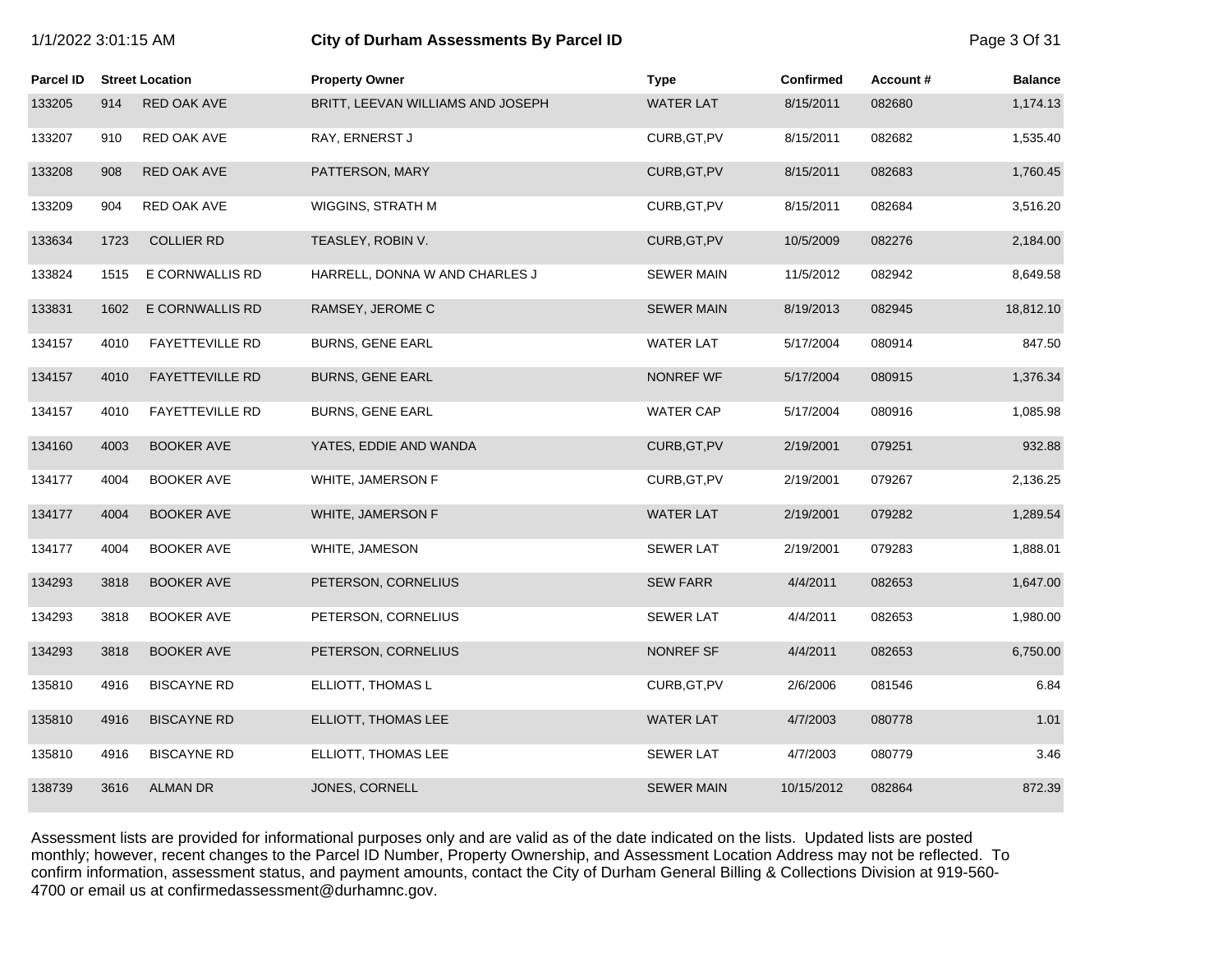# City of Durham Assessments By Parcel ID

1/1/2022 3:01:15 AM

| Parcel ID | Street Location | | Property Owner | Type | Confirmed | Account # | Balance |
|---|---|---|---|---|---|---|---|
| 133205 | 914 | RED OAK AVE | BRITT, LEEVAN WILLIAMS AND JOSEPH | WATER LAT | 8/15/2011 | 082680 | 1,174.13 |
| 133207 | 910 | RED OAK AVE | RAY, ERNERST J | CURB,GT,PV | 8/15/2011 | 082682 | 1,535.40 |
| 133208 | 908 | RED OAK AVE | PATTERSON, MARY | CURB,GT,PV | 8/15/2011 | 082683 | 1,760.45 |
| 133209 | 904 | RED OAK AVE | WIGGINS, STRATH M | CURB,GT,PV | 8/15/2011 | 082684 | 3,516.20 |
| 133634 | 1723 | COLLIER RD | TEASLEY, ROBIN V. | CURB,GT,PV | 10/5/2009 | 082276 | 2,184.00 |
| 133824 | 1515 | E CORNWALLIS RD | HARRELL, DONNA W AND CHARLES J | SEWER MAIN | 11/5/2012 | 082942 | 8,649.58 |
| 133831 | 1602 | E CORNWALLIS RD | RAMSEY, JEROME C | SEWER MAIN | 8/19/2013 | 082945 | 18,812.10 |
| 134157 | 4010 | FAYETTEVILLE RD | BURNS, GENE EARL | WATER LAT | 5/17/2004 | 080914 | 847.50 |
| 134157 | 4010 | FAYETTEVILLE RD | BURNS, GENE EARL | NONREF WF | 5/17/2004 | 080915 | 1,376.34 |
| 134157 | 4010 | FAYETTEVILLE RD | BURNS, GENE EARL | WATER CAP | 5/17/2004 | 080916 | 1,085.98 |
| 134160 | 4003 | BOOKER AVE | YATES, EDDIE AND WANDA | CURB,GT,PV | 2/19/2001 | 079251 | 932.88 |
| 134177 | 4004 | BOOKER AVE | WHITE, JAMERSON F | CURB,GT,PV | 2/19/2001 | 079267 | 2,136.25 |
| 134177 | 4004 | BOOKER AVE | WHITE, JAMERSON F | WATER LAT | 2/19/2001 | 079282 | 1,289.54 |
| 134177 | 4004 | BOOKER AVE | WHITE, JAMESON | SEWER LAT | 2/19/2001 | 079283 | 1,888.01 |
| 134293 | 3818 | BOOKER AVE | PETERSON, CORNELIUS | SEW FARR | 4/4/2011 | 082653 | 1,647.00 |
| 134293 | 3818 | BOOKER AVE | PETERSON, CORNELIUS | SEWER LAT | 4/4/2011 | 082653 | 1,980.00 |
| 134293 | 3818 | BOOKER AVE | PETERSON, CORNELIUS | NONREF SF | 4/4/2011 | 082653 | 6,750.00 |
| 135810 | 4916 | BISCAYNE RD | ELLIOTT, THOMAS L | CURB,GT,PV | 2/6/2006 | 081546 | 6.84 |
| 135810 | 4916 | BISCAYNE RD | ELLIOTT, THOMAS LEE | WATER LAT | 4/7/2003 | 080778 | 1.01 |
| 135810 | 4916 | BISCAYNE RD | ELLIOTT, THOMAS LEE | SEWER LAT | 4/7/2003 | 080779 | 3.46 |
| 138739 | 3616 | ALMAN DR | JONES, CORNELL | SEWER MAIN | 10/15/2012 | 082864 | 872.39 |

Assessment lists are provided for informational purposes only and are valid as of the date indicated on the lists. Updated lists are posted monthly; however, recent changes to the Parcel ID Number, Property Ownership, and Assessment Location Address may not be reflected. To confirm information, assessment status, and payment amounts, contact the City of Durham General Billing & Collections Division at 919-560-4700 or email us at confirmedassessment@durhamnc.gov.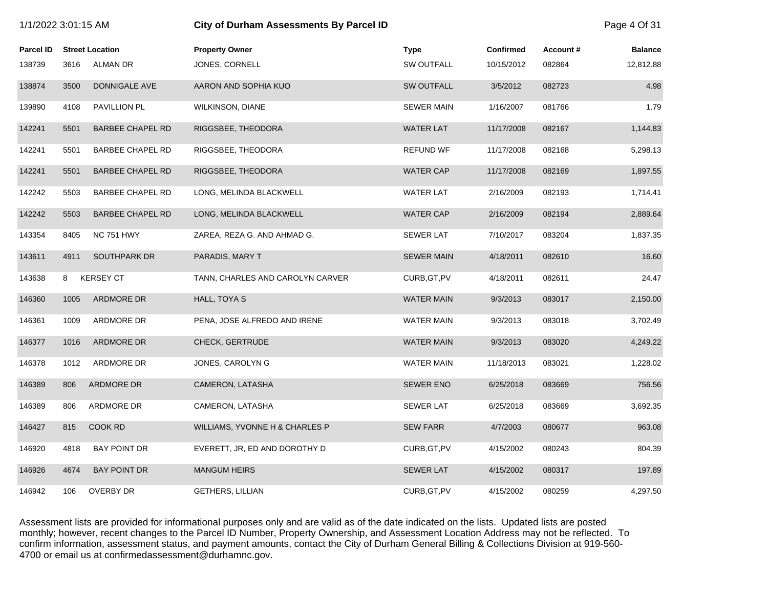# City of Durham Assessments By Parcel ID

1/1/2022 3:01:15 AM

| Parcel ID | Street Location | | Property Owner | Type | Confirmed | Account # | Balance |
|---|---|---|---|---|---|---|---|
| 138739 | 3616 | ALMAN DR | JONES, CORNELL | SW OUTFALL | 10/15/2012 | 082864 | 12,812.88 |
| 138874 | 3500 | DONNIGALE AVE | AARON AND SOPHIA KUO | SW OUTFALL | 3/5/2012 | 082723 | 4.98 |
| 139890 | 4108 | PAVILLION PL | WILKINSON, DIANE | SEWER MAIN | 1/16/2007 | 081766 | 1.79 |
| 142241 | 5501 | BARBEE CHAPEL RD | RIGGSBEE, THEODORA | WATER LAT | 11/17/2008 | 082167 | 1,144.83 |
| 142241 | 5501 | BARBEE CHAPEL RD | RIGGSBEE, THEODORA | REFUND WF | 11/17/2008 | 082168 | 5,298.13 |
| 142241 | 5501 | BARBEE CHAPEL RD | RIGGSBEE, THEODORA | WATER CAP | 11/17/2008 | 082169 | 1,897.55 |
| 142242 | 5503 | BARBEE CHAPEL RD | LONG, MELINDA BLACKWELL | WATER LAT | 2/16/2009 | 082193 | 1,714.41 |
| 142242 | 5503 | BARBEE CHAPEL RD | LONG, MELINDA BLACKWELL | WATER CAP | 2/16/2009 | 082194 | 2,889.64 |
| 143354 | 8405 | NC 751 HWY | ZAREA, REZA G. AND AHMAD G. | SEWER LAT | 7/10/2017 | 083204 | 1,837.35 |
| 143611 | 4911 | SOUTHPARK DR | PARADIS, MARY T | SEWER MAIN | 4/18/2011 | 082610 | 16.60 |
| 143638 | 8 | KERSEY CT | TANN, CHARLES AND CAROLYN CARVER | CURB,GT,PV | 4/18/2011 | 082611 | 24.47 |
| 146360 | 1005 | ARDMORE DR | HALL, TOYA S | WATER MAIN | 9/3/2013 | 083017 | 2,150.00 |
| 146361 | 1009 | ARDMORE DR | PENA, JOSE ALFREDO AND IRENE | WATER MAIN | 9/3/2013 | 083018 | 3,702.49 |
| 146377 | 1016 | ARDMORE DR | CHECK, GERTRUDE | WATER MAIN | 9/3/2013 | 083020 | 4,249.22 |
| 146378 | 1012 | ARDMORE DR | JONES, CAROLYN G | WATER MAIN | 11/18/2013 | 083021 | 1,228.02 |
| 146389 | 806 | ARDMORE DR | CAMERON, LATASHA | SEWER ENO | 6/25/2018 | 083669 | 756.56 |
| 146389 | 806 | ARDMORE DR | CAMERON, LATASHA | SEWER LAT | 6/25/2018 | 083669 | 3,692.35 |
| 146427 | 815 | COOK RD | WILLIAMS, YVONNE H & CHARLES P | SEW FARR | 4/7/2003 | 080677 | 963.08 |
| 146920 | 4818 | BAY POINT DR | EVERETT, JR, ED AND DOROTHY D | CURB,GT,PV | 4/15/2002 | 080243 | 804.39 |
| 146926 | 4674 | BAY POINT DR | MANGUM HEIRS | SEWER LAT | 4/15/2002 | 080317 | 197.89 |
| 146942 | 106 | OVERBY DR | GETHERS, LILLIAN | CURB,GT,PV | 4/15/2002 | 080259 | 4,297.50 |

Assessment lists are provided for informational purposes only and are valid as of the date indicated on the lists. Updated lists are posted monthly; however, recent changes to the Parcel ID Number, Property Ownership, and Assessment Location Address may not be reflected. To confirm information, assessment status, and payment amounts, contact the City of Durham General Billing & Collections Division at 919-560-4700 or email us at confirmedassessment@durhamnc.gov.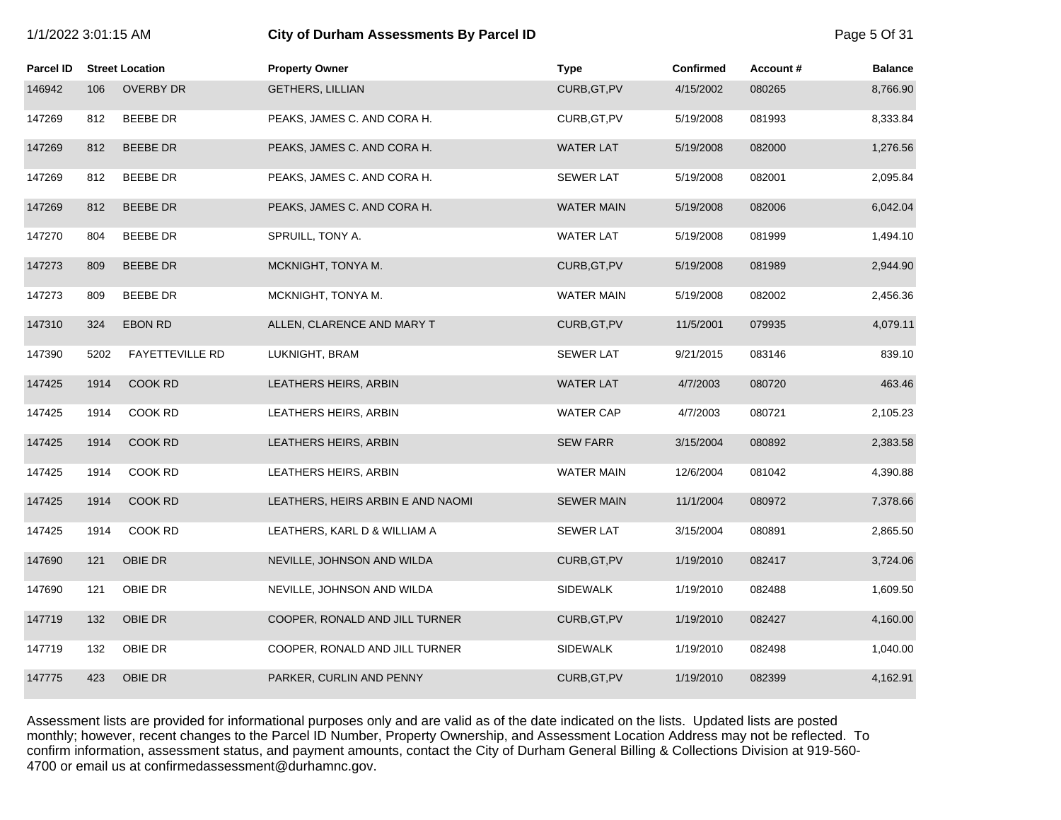| Parcel ID | Street Location | | Property Owner | Type | Confirmed | Account # | Balance |
|---|---|---|---|---|---|---|---|
| 146942 | 106 | OVERBY DR | GETHERS, LILLIAN | CURB,GT,PV | 4/15/2002 | 080265 | 8,766.90 |
| 147269 | 812 | BEEBE DR | PEAKS, JAMES C. AND CORA H. | CURB,GT,PV | 5/19/2008 | 081993 | 8,333.84 |
| 147269 | 812 | BEEBE DR | PEAKS, JAMES C. AND CORA H. | WATER LAT | 5/19/2008 | 082000 | 1,276.56 |
| 147269 | 812 | BEEBE DR | PEAKS, JAMES C. AND CORA H. | SEWER LAT | 5/19/2008 | 082001 | 2,095.84 |
| 147269 | 812 | BEEBE DR | PEAKS, JAMES C. AND CORA H. | WATER MAIN | 5/19/2008 | 082006 | 6,042.04 |
| 147270 | 804 | BEEBE DR | SPRUILL, TONY A. | WATER LAT | 5/19/2008 | 081999 | 1,494.10 |
| 147273 | 809 | BEEBE DR | MCKNIGHT, TONYA M. | CURB,GT,PV | 5/19/2008 | 081989 | 2,944.90 |
| 147273 | 809 | BEEBE DR | MCKNIGHT, TONYA M. | WATER MAIN | 5/19/2008 | 082002 | 2,456.36 |
| 147310 | 324 | EBON RD | ALLEN, CLARENCE AND MARY T | CURB,GT,PV | 11/5/2001 | 079935 | 4,079.11 |
| 147390 | 5202 | FAYETTEVILLE RD | LUKNIGHT, BRAM | SEWER LAT | 9/21/2015 | 083146 | 839.10 |
| 147425 | 1914 | COOK RD | LEATHERS HEIRS, ARBIN | WATER LAT | 4/7/2003 | 080720 | 463.46 |
| 147425 | 1914 | COOK RD | LEATHERS HEIRS, ARBIN | WATER CAP | 4/7/2003 | 080721 | 2,105.23 |
| 147425 | 1914 | COOK RD | LEATHERS HEIRS, ARBIN | SEW FARR | 3/15/2004 | 080892 | 2,383.58 |
| 147425 | 1914 | COOK RD | LEATHERS HEIRS, ARBIN | WATER MAIN | 12/6/2004 | 081042 | 4,390.88 |
| 147425 | 1914 | COOK RD | LEATHERS, HEIRS ARBIN E AND NAOMI | SEWER MAIN | 11/1/2004 | 080972 | 7,378.66 |
| 147425 | 1914 | COOK RD | LEATHERS, KARL D & WILLIAM A | SEWER LAT | 3/15/2004 | 080891 | 2,865.50 |
| 147690 | 121 | OBIE DR | NEVILLE, JOHNSON AND WILDA | CURB,GT,PV | 1/19/2010 | 082417 | 3,724.06 |
| 147690 | 121 | OBIE DR | NEVILLE, JOHNSON AND WILDA | SIDEWALK | 1/19/2010 | 082488 | 1,609.50 |
| 147719 | 132 | OBIE DR | COOPER, RONALD AND JILL TURNER | CURB,GT,PV | 1/19/2010 | 082427 | 4,160.00 |
| 147719 | 132 | OBIE DR | COOPER, RONALD AND JILL TURNER | SIDEWALK | 1/19/2010 | 082498 | 1,040.00 |
| 147775 | 423 | OBIE DR | PARKER, CURLIN AND PENNY | CURB,GT,PV | 1/19/2010 | 082399 | 4,162.91 |

Assessment lists are provided for informational purposes only and are valid as of the date indicated on the lists. Updated lists are posted monthly; however, recent changes to the Parcel ID Number, Property Ownership, and Assessment Location Address may not be reflected. To confirm information, assessment status, and payment amounts, contact the City of Durham General Billing & Collections Division at 919-560-4700 or email us at confirmedassessment@durhamnc.gov.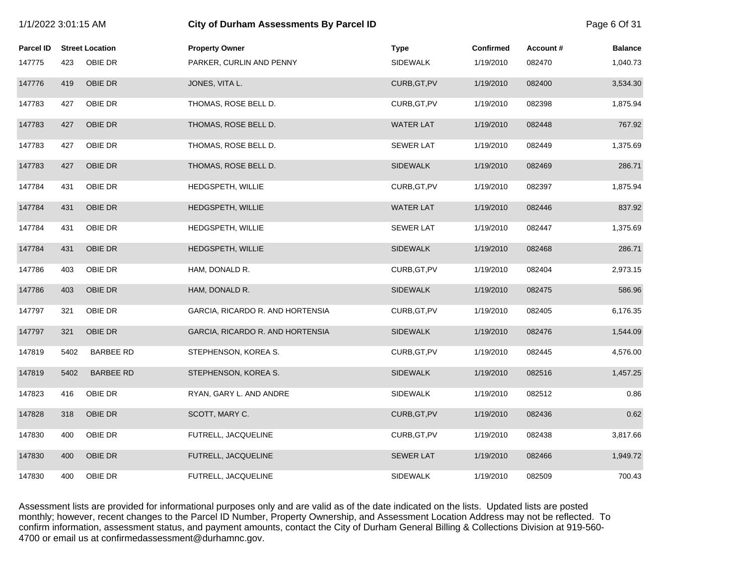| Parcel ID | Street Location | | Property Owner | Type | Confirmed | Account # | Balance |
|---|---|---|---|---|---|---|---|
| 147775 | 423 | OBIE DR | PARKER, CURLIN AND PENNY | SIDEWALK | 1/19/2010 | 082470 | 1,040.73 |
| 147776 | 419 | OBIE DR | JONES, VITA L. | CURB,GT,PV | 1/19/2010 | 082400 | 3,534.30 |
| 147783 | 427 | OBIE DR | THOMAS, ROSE BELL D. | CURB,GT,PV | 1/19/2010 | 082398 | 1,875.94 |
| 147783 | 427 | OBIE DR | THOMAS, ROSE BELL D. | WATER LAT | 1/19/2010 | 082448 | 767.92 |
| 147783 | 427 | OBIE DR | THOMAS, ROSE BELL D. | SEWER LAT | 1/19/2010 | 082449 | 1,375.69 |
| 147783 | 427 | OBIE DR | THOMAS, ROSE BELL D. | SIDEWALK | 1/19/2010 | 082469 | 286.71 |
| 147784 | 431 | OBIE DR | HEDGSPETH, WILLIE | CURB,GT,PV | 1/19/2010 | 082397 | 1,875.94 |
| 147784 | 431 | OBIE DR | HEDGSPETH, WILLIE | WATER LAT | 1/19/2010 | 082446 | 837.92 |
| 147784 | 431 | OBIE DR | HEDGSPETH, WILLIE | SEWER LAT | 1/19/2010 | 082447 | 1,375.69 |
| 147784 | 431 | OBIE DR | HEDGSPETH, WILLIE | SIDEWALK | 1/19/2010 | 082468 | 286.71 |
| 147786 | 403 | OBIE DR | HAM, DONALD R. | CURB,GT,PV | 1/19/2010 | 082404 | 2,973.15 |
| 147786 | 403 | OBIE DR | HAM, DONALD R. | SIDEWALK | 1/19/2010 | 082475 | 586.96 |
| 147797 | 321 | OBIE DR | GARCIA, RICARDO R. AND HORTENSIA | CURB,GT,PV | 1/19/2010 | 082405 | 6,176.35 |
| 147797 | 321 | OBIE DR | GARCIA, RICARDO R. AND HORTENSIA | SIDEWALK | 1/19/2010 | 082476 | 1,544.09 |
| 147819 | 5402 | BARBEE RD | STEPHENSON, KOREA S. | CURB,GT,PV | 1/19/2010 | 082445 | 4,576.00 |
| 147819 | 5402 | BARBEE RD | STEPHENSON, KOREA S. | SIDEWALK | 1/19/2010 | 082516 | 1,457.25 |
| 147823 | 416 | OBIE DR | RYAN, GARY L. AND ANDRE | SIDEWALK | 1/19/2010 | 082512 | 0.86 |
| 147828 | 318 | OBIE DR | SCOTT, MARY C. | CURB,GT,PV | 1/19/2010 | 082436 | 0.62 |
| 147830 | 400 | OBIE DR | FUTRELL, JACQUELINE | CURB,GT,PV | 1/19/2010 | 082438 | 3,817.66 |
| 147830 | 400 | OBIE DR | FUTRELL, JACQUELINE | SEWER LAT | 1/19/2010 | 082466 | 1,949.72 |
| 147830 | 400 | OBIE DR | FUTRELL, JACQUELINE | SIDEWALK | 1/19/2010 | 082509 | 700.43 |

Assessment lists are provided for informational purposes only and are valid as of the date indicated on the lists. Updated lists are posted monthly; however, recent changes to the Parcel ID Number, Property Ownership, and Assessment Location Address may not be reflected. To confirm information, assessment status, and payment amounts, contact the City of Durham General Billing & Collections Division at 919-560-4700 or email us at confirmedassessment@durhamnc.gov.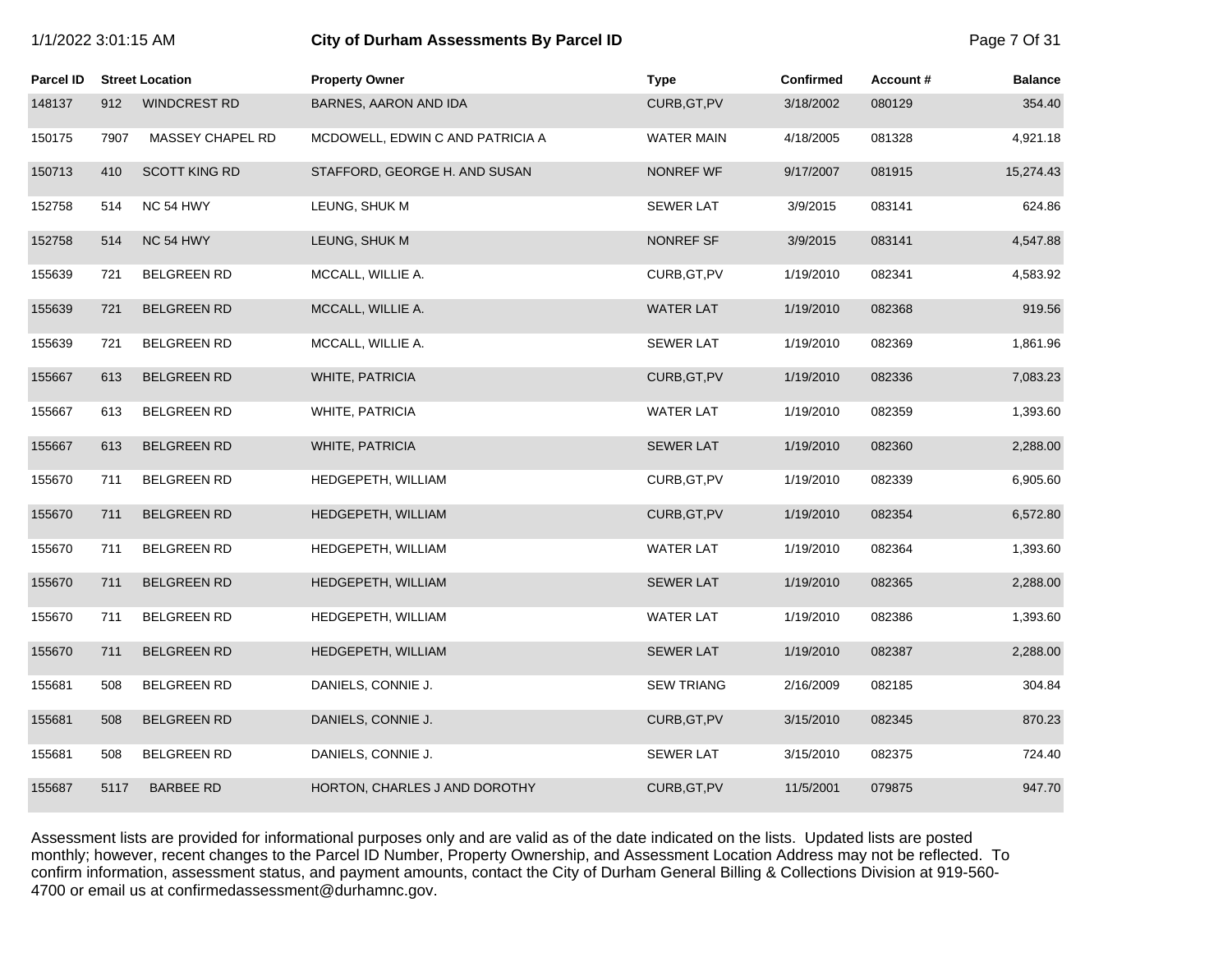# City of Durham Assessments By Parcel ID

1/1/2022 3:01:15 AM

| Parcel ID | Street Location | | Property Owner | Type | Confirmed | Account # | Balance |
|---|---|---|---|---|---|---|---|
| 148137 | 912 | WINDCREST RD | BARNES, AARON AND IDA | CURB,GT,PV | 3/18/2002 | 080129 | 354.40 |
| 150175 | 7907 | MASSEY CHAPEL RD | MCDOWELL, EDWIN C AND PATRICIA A | WATER MAIN | 4/18/2005 | 081328 | 4,921.18 |
| 150713 | 410 | SCOTT KING RD | STAFFORD, GEORGE H. AND SUSAN | NONREF WF | 9/17/2007 | 081915 | 15,274.43 |
| 152758 | 514 | NC 54 HWY | LEUNG, SHUK M | SEWER LAT | 3/9/2015 | 083141 | 624.86 |
| 152758 | 514 | NC 54 HWY | LEUNG, SHUK M | NONREF SF | 3/9/2015 | 083141 | 4,547.88 |
| 155639 | 721 | BELGREEN RD | MCCALL, WILLIE A. | CURB,GT,PV | 1/19/2010 | 082341 | 4,583.92 |
| 155639 | 721 | BELGREEN RD | MCCALL, WILLIE A. | WATER LAT | 1/19/2010 | 082368 | 919.56 |
| 155639 | 721 | BELGREEN RD | MCCALL, WILLIE A. | SEWER LAT | 1/19/2010 | 082369 | 1,861.96 |
| 155667 | 613 | BELGREEN RD | WHITE, PATRICIA | CURB,GT,PV | 1/19/2010 | 082336 | 7,083.23 |
| 155667 | 613 | BELGREEN RD | WHITE, PATRICIA | WATER LAT | 1/19/2010 | 082359 | 1,393.60 |
| 155667 | 613 | BELGREEN RD | WHITE, PATRICIA | SEWER LAT | 1/19/2010 | 082360 | 2,288.00 |
| 155670 | 711 | BELGREEN RD | HEDGEPETH, WILLIAM | CURB,GT,PV | 1/19/2010 | 082339 | 6,905.60 |
| 155670 | 711 | BELGREEN RD | HEDGEPETH, WILLIAM | CURB,GT,PV | 1/19/2010 | 082354 | 6,572.80 |
| 155670 | 711 | BELGREEN RD | HEDGEPETH, WILLIAM | WATER LAT | 1/19/2010 | 082364 | 1,393.60 |
| 155670 | 711 | BELGREEN RD | HEDGEPETH, WILLIAM | SEWER LAT | 1/19/2010 | 082365 | 2,288.00 |
| 155670 | 711 | BELGREEN RD | HEDGEPETH, WILLIAM | WATER LAT | 1/19/2010 | 082386 | 1,393.60 |
| 155670 | 711 | BELGREEN RD | HEDGEPETH, WILLIAM | SEWER LAT | 1/19/2010 | 082387 | 2,288.00 |
| 155681 | 508 | BELGREEN RD | DANIELS, CONNIE J. | SEW TRIANG | 2/16/2009 | 082185 | 304.84 |
| 155681 | 508 | BELGREEN RD | DANIELS, CONNIE J. | CURB,GT,PV | 3/15/2010 | 082345 | 870.23 |
| 155681 | 508 | BELGREEN RD | DANIELS, CONNIE J. | SEWER LAT | 3/15/2010 | 082375 | 724.40 |
| 155687 | 5117 | BARBEE RD | HORTON, CHARLES J AND DOROTHY | CURB,GT,PV | 11/5/2001 | 079875 | 947.70 |

Assessment lists are provided for informational purposes only and are valid as of the date indicated on the lists. Updated lists are posted monthly; however, recent changes to the Parcel ID Number, Property Ownership, and Assessment Location Address may not be reflected. To confirm information, assessment status, and payment amounts, contact the City of Durham General Billing & Collections Division at 919-560-4700 or email us at confirmedassessment@durhamnc.gov.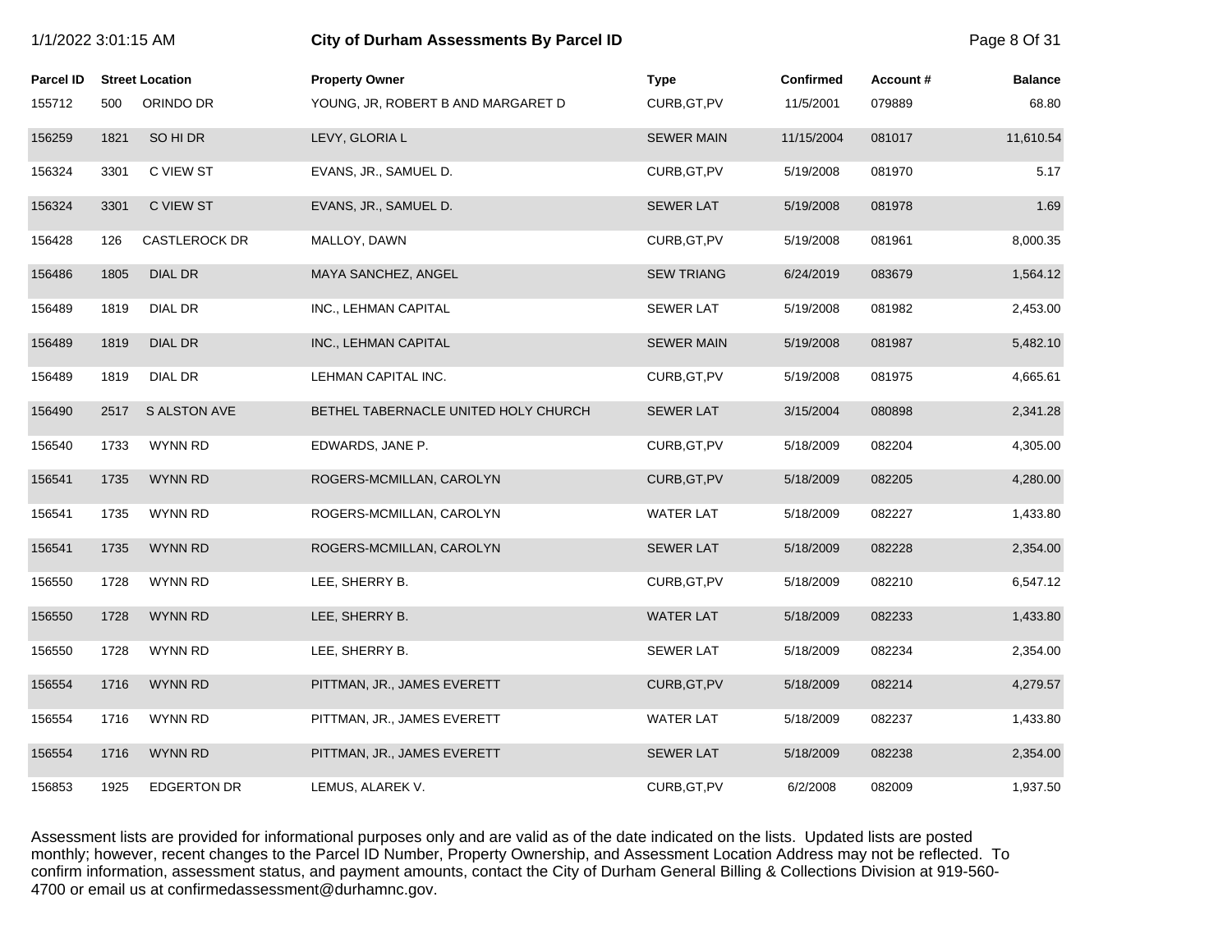# City of Durham Assessments By Parcel ID

| Parcel ID | Street Location | | Property Owner | Type | Confirmed | Account # | Balance |
|---|---|---|---|---|---|---|---|
| 155712 | 500 | ORINDO DR | YOUNG, JR, ROBERT B AND MARGARET D | CURB,GT,PV | 11/5/2001 | 079889 | 68.80 |
| 156259 | 1821 | SO HI DR | LEVY, GLORIA L | SEWER MAIN | 11/15/2004 | 081017 | 11,610.54 |
| 156324 | 3301 | C VIEW ST | EVANS, JR., SAMUEL D. | CURB,GT,PV | 5/19/2008 | 081970 | 5.17 |
| 156324 | 3301 | C VIEW ST | EVANS, JR., SAMUEL D. | SEWER LAT | 5/19/2008 | 081978 | 1.69 |
| 156428 | 126 | CASTLEROCK DR | MALLOY, DAWN | CURB,GT,PV | 5/19/2008 | 081961 | 8,000.35 |
| 156486 | 1805 | DIAL DR | MAYA SANCHEZ, ANGEL | SEW TRIANG | 6/24/2019 | 083679 | 1,564.12 |
| 156489 | 1819 | DIAL DR | INC., LEHMAN CAPITAL | SEWER LAT | 5/19/2008 | 081982 | 2,453.00 |
| 156489 | 1819 | DIAL DR | INC., LEHMAN CAPITAL | SEWER MAIN | 5/19/2008 | 081987 | 5,482.10 |
| 156489 | 1819 | DIAL DR | LEHMAN CAPITAL INC. | CURB,GT,PV | 5/19/2008 | 081975 | 4,665.61 |
| 156490 | 2517 | S ALSTON AVE | BETHEL TABERNACLE UNITED HOLY CHURCH | SEWER LAT | 3/15/2004 | 080898 | 2,341.28 |
| 156540 | 1733 | WYNN RD | EDWARDS, JANE P. | CURB,GT,PV | 5/18/2009 | 082204 | 4,305.00 |
| 156541 | 1735 | WYNN RD | ROGERS-MCMILLAN, CAROLYN | CURB,GT,PV | 5/18/2009 | 082205 | 4,280.00 |
| 156541 | 1735 | WYNN RD | ROGERS-MCMILLAN, CAROLYN | WATER LAT | 5/18/2009 | 082227 | 1,433.80 |
| 156541 | 1735 | WYNN RD | ROGERS-MCMILLAN, CAROLYN | SEWER LAT | 5/18/2009 | 082228 | 2,354.00 |
| 156550 | 1728 | WYNN RD | LEE, SHERRY B. | CURB,GT,PV | 5/18/2009 | 082210 | 6,547.12 |
| 156550 | 1728 | WYNN RD | LEE, SHERRY B. | WATER LAT | 5/18/2009 | 082233 | 1,433.80 |
| 156550 | 1728 | WYNN RD | LEE, SHERRY B. | SEWER LAT | 5/18/2009 | 082234 | 2,354.00 |
| 156554 | 1716 | WYNN RD | PITTMAN, JR., JAMES EVERETT | CURB,GT,PV | 5/18/2009 | 082214 | 4,279.57 |
| 156554 | 1716 | WYNN RD | PITTMAN, JR., JAMES EVERETT | WATER LAT | 5/18/2009 | 082237 | 1,433.80 |
| 156554 | 1716 | WYNN RD | PITTMAN, JR., JAMES EVERETT | SEWER LAT | 5/18/2009 | 082238 | 2,354.00 |
| 156853 | 1925 | EDGERTON DR | LEMUS, ALAREK V. | CURB,GT,PV | 6/2/2008 | 082009 | 1,937.50 |

Assessment lists are provided for informational purposes only and are valid as of the date indicated on the lists. Updated lists are posted monthly; however, recent changes to the Parcel ID Number, Property Ownership, and Assessment Location Address may not be reflected. To confirm information, assessment status, and payment amounts, contact the City of Durham General Billing & Collections Division at 919-560-4700 or email us at confirmedassessment@durhamnc.gov.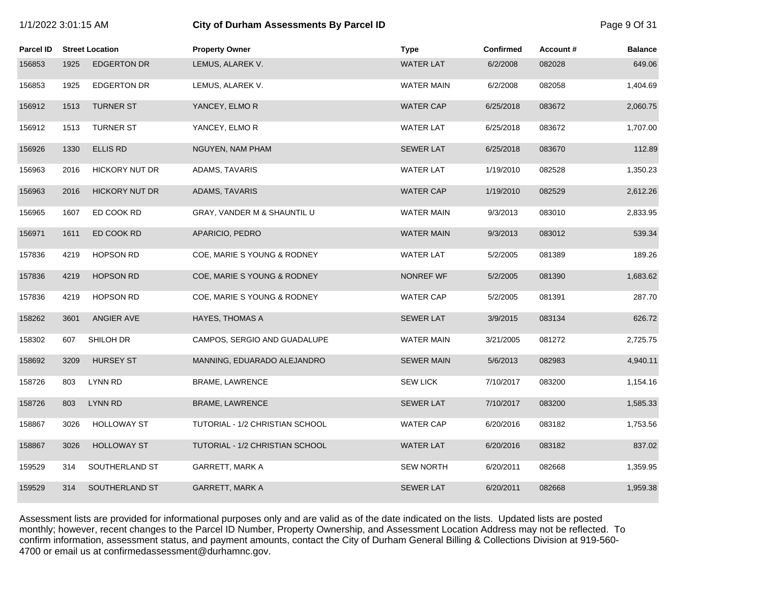# City of Durham Assessments By Parcel ID

| Parcel ID | Street Location | | Property Owner | Type | Confirmed | Account # | Balance |
|---|---|---|---|---|---|---|---|
| 156853 | 1925 | EDGERTON DR | LEMUS, ALAREK V. | WATER LAT | 6/2/2008 | 082028 | 649.06 |
| 156853 | 1925 | EDGERTON DR | LEMUS, ALAREK V. | WATER MAIN | 6/2/2008 | 082058 | 1,404.69 |
| 156912 | 1513 | TURNER ST | YANCEY, ELMO R | WATER CAP | 6/25/2018 | 083672 | 2,060.75 |
| 156912 | 1513 | TURNER ST | YANCEY, ELMO R | WATER LAT | 6/25/2018 | 083672 | 1,707.00 |
| 156926 | 1330 | ELLIS RD | NGUYEN, NAM PHAM | SEWER LAT | 6/25/2018 | 083670 | 112.89 |
| 156963 | 2016 | HICKORY NUT DR | ADAMS, TAVARIS | WATER LAT | 1/19/2010 | 082528 | 1,350.23 |
| 156963 | 2016 | HICKORY NUT DR | ADAMS, TAVARIS | WATER CAP | 1/19/2010 | 082529 | 2,612.26 |
| 156965 | 1607 | ED COOK RD | GRAY, VANDER M & SHAUNTIL U | WATER MAIN | 9/3/2013 | 083010 | 2,833.95 |
| 156971 | 1611 | ED COOK RD | APARICIO, PEDRO | WATER MAIN | 9/3/2013 | 083012 | 539.34 |
| 157836 | 4219 | HOPSON RD | COE, MARIE S YOUNG & RODNEY | WATER LAT | 5/2/2005 | 081389 | 189.26 |
| 157836 | 4219 | HOPSON RD | COE, MARIE S YOUNG & RODNEY | NONREF WF | 5/2/2005 | 081390 | 1,683.62 |
| 157836 | 4219 | HOPSON RD | COE, MARIE S YOUNG & RODNEY | WATER CAP | 5/2/2005 | 081391 | 287.70 |
| 158262 | 3601 | ANGIER AVE | HAYES, THOMAS A | SEWER LAT | 3/9/2015 | 083134 | 626.72 |
| 158302 | 607 | SHILOH DR | CAMPOS, SERGIO AND GUADALUPE | WATER MAIN | 3/21/2005 | 081272 | 2,725.75 |
| 158692 | 3209 | HURSEY ST | MANNING, EDUARADO ALEJANDRO | SEWER MAIN | 5/6/2013 | 082983 | 4,940.11 |
| 158726 | 803 | LYNN RD | BRAME, LAWRENCE | SEW LICK | 7/10/2017 | 083200 | 1,154.16 |
| 158726 | 803 | LYNN RD | BRAME, LAWRENCE | SEWER LAT | 7/10/2017 | 083200 | 1,585.33 |
| 158867 | 3026 | HOLLOWAY ST | TUTORIAL - 1/2 CHRISTIAN SCHOOL | WATER CAP | 6/20/2016 | 083182 | 1,753.56 |
| 158867 | 3026 | HOLLOWAY ST | TUTORIAL - 1/2 CHRISTIAN SCHOOL | WATER LAT | 6/20/2016 | 083182 | 837.02 |
| 159529 | 314 | SOUTHERLAND ST | GARRETT, MARK A | SEW NORTH | 6/20/2011 | 082668 | 1,359.95 |
| 159529 | 314 | SOUTHERLAND ST | GARRETT, MARK A | SEWER LAT | 6/20/2011 | 082668 | 1,959.38 |

Assessment lists are provided for informational purposes only and are valid as of the date indicated on the lists. Updated lists are posted monthly; however, recent changes to the Parcel ID Number, Property Ownership, and Assessment Location Address may not be reflected. To confirm information, assessment status, and payment amounts, contact the City of Durham General Billing & Collections Division at 919-560-4700 or email us at confirmedassessment@durhamnc.gov.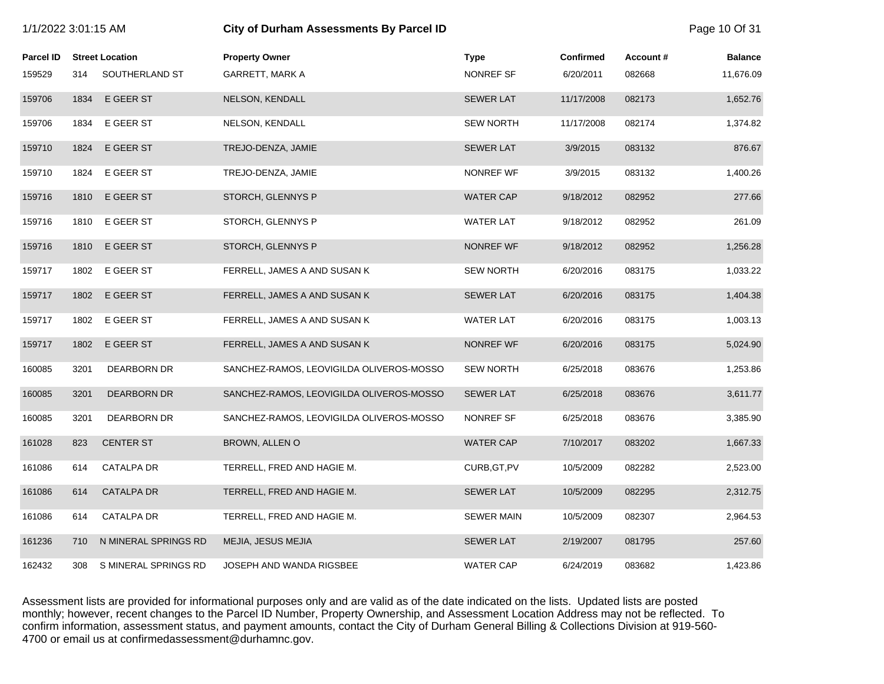# City of Durham Assessments By Parcel ID

| Parcel ID | Street Location | | Property Owner | Type | Confirmed | Account # | Balance |
|---|---|---|---|---|---|---|---|
| 159529 | 314 | SOUTHERLAND ST | GARRETT, MARK A | NONREF SF | 6/20/2011 | 082668 | 11,676.09 |
| 159706 | 1834 | E GEER ST | NELSON, KENDALL | SEWER LAT | 11/17/2008 | 082173 | 1,652.76 |
| 159706 | 1834 | E GEER ST | NELSON, KENDALL | SEW NORTH | 11/17/2008 | 082174 | 1,374.82 |
| 159710 | 1824 | E GEER ST | TREJO-DENZA, JAMIE | SEWER LAT | 3/9/2015 | 083132 | 876.67 |
| 159710 | 1824 | E GEER ST | TREJO-DENZA, JAMIE | NONREF WF | 3/9/2015 | 083132 | 1,400.26 |
| 159716 | 1810 | E GEER ST | STORCH, GLENNYS P | WATER CAP | 9/18/2012 | 082952 | 277.66 |
| 159716 | 1810 | E GEER ST | STORCH, GLENNYS P | WATER LAT | 9/18/2012 | 082952 | 261.09 |
| 159716 | 1810 | E GEER ST | STORCH, GLENNYS P | NONREF WF | 9/18/2012 | 082952 | 1,256.28 |
| 159717 | 1802 | E GEER ST | FERRELL, JAMES A AND SUSAN K | SEW NORTH | 6/20/2016 | 083175 | 1,033.22 |
| 159717 | 1802 | E GEER ST | FERRELL, JAMES A AND SUSAN K | SEWER LAT | 6/20/2016 | 083175 | 1,404.38 |
| 159717 | 1802 | E GEER ST | FERRELL, JAMES A AND SUSAN K | WATER LAT | 6/20/2016 | 083175 | 1,003.13 |
| 159717 | 1802 | E GEER ST | FERRELL, JAMES A AND SUSAN K | NONREF WF | 6/20/2016 | 083175 | 5,024.90 |
| 160085 | 3201 | DEARBORN DR | SANCHEZ-RAMOS, LEOVIGILDA OLIVEROS-MOSSO | SEW NORTH | 6/25/2018 | 083676 | 1,253.86 |
| 160085 | 3201 | DEARBORN DR | SANCHEZ-RAMOS, LEOVIGILDA OLIVEROS-MOSSO | SEWER LAT | 6/25/2018 | 083676 | 3,611.77 |
| 160085 | 3201 | DEARBORN DR | SANCHEZ-RAMOS, LEOVIGILDA OLIVEROS-MOSSO | NONREF SF | 6/25/2018 | 083676 | 3,385.90 |
| 161028 | 823 | CENTER ST | BROWN, ALLEN O | WATER CAP | 7/10/2017 | 083202 | 1,667.33 |
| 161086 | 614 | CATALPA DR | TERRELL, FRED AND HAGIE M. | CURB,GT,PV | 10/5/2009 | 082282 | 2,523.00 |
| 161086 | 614 | CATALPA DR | TERRELL, FRED AND HAGIE M. | SEWER LAT | 10/5/2009 | 082295 | 2,312.75 |
| 161086 | 614 | CATALPA DR | TERRELL, FRED AND HAGIE M. | SEWER MAIN | 10/5/2009 | 082307 | 2,964.53 |
| 161236 | 710 | N MINERAL SPRINGS RD | MEJIA, JESUS MEJIA | SEWER LAT | 2/19/2007 | 081795 | 257.60 |
| 162432 | 308 | S MINERAL SPRINGS RD | JOSEPH AND WANDA RIGSBEE | WATER CAP | 6/24/2019 | 083682 | 1,423.86 |

Assessment lists are provided for informational purposes only and are valid as of the date indicated on the lists. Updated lists are posted monthly; however, recent changes to the Parcel ID Number, Property Ownership, and Assessment Location Address may not be reflected. To confirm information, assessment status, and payment amounts, contact the City of Durham General Billing & Collections Division at 919-560-4700 or email us at confirmedassessment@durhamnc.gov.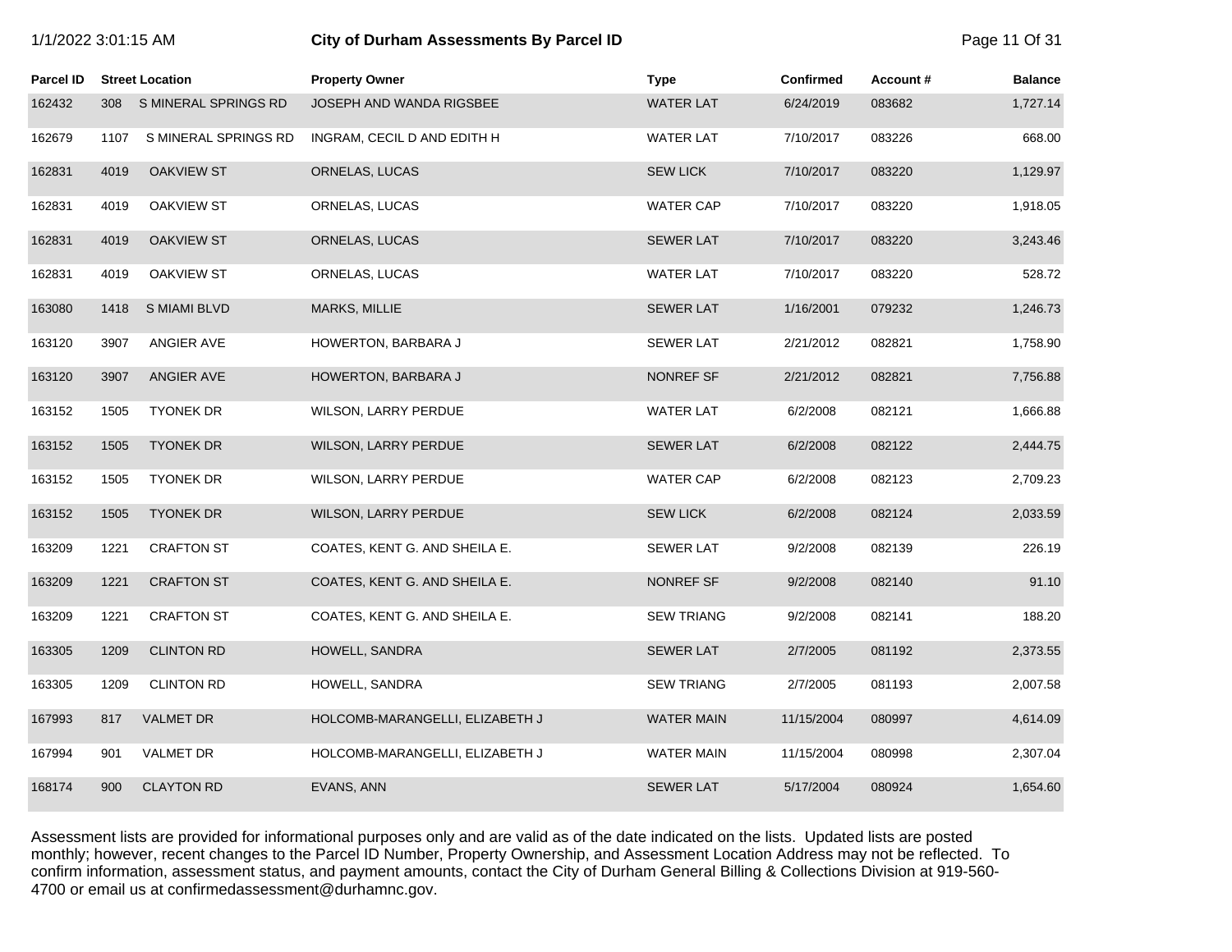# City of Durham Assessments By Parcel ID

1/1/2022 3:01:15 AM

| Parcel ID | Street Location | | Property Owner | Type | Confirmed | Account # | Balance |
|---|---|---|---|---|---|---|---|
| 162432 | 308 | S MINERAL SPRINGS RD | JOSEPH AND WANDA RIGSBEE | WATER LAT | 6/24/2019 | 083682 | 1,727.14 |
| 162679 | 1107 | S MINERAL SPRINGS RD | INGRAM, CECIL D AND EDITH H | WATER LAT | 7/10/2017 | 083226 | 668.00 |
| 162831 | 4019 | OAKVIEW ST | ORNELAS, LUCAS | SEW LICK | 7/10/2017 | 083220 | 1,129.97 |
| 162831 | 4019 | OAKVIEW ST | ORNELAS, LUCAS | WATER CAP | 7/10/2017 | 083220 | 1,918.05 |
| 162831 | 4019 | OAKVIEW ST | ORNELAS, LUCAS | SEWER LAT | 7/10/2017 | 083220 | 3,243.46 |
| 162831 | 4019 | OAKVIEW ST | ORNELAS, LUCAS | WATER LAT | 7/10/2017 | 083220 | 528.72 |
| 163080 | 1418 | S MIAMI BLVD | MARKS, MILLIE | SEWER LAT | 1/16/2001 | 079232 | 1,246.73 |
| 163120 | 3907 | ANGIER AVE | HOWERTON, BARBARA J | SEWER LAT | 2/21/2012 | 082821 | 1,758.90 |
| 163120 | 3907 | ANGIER AVE | HOWERTON, BARBARA J | NONREF SF | 2/21/2012 | 082821 | 7,756.88 |
| 163152 | 1505 | TYONEK DR | WILSON, LARRY PERDUE | WATER LAT | 6/2/2008 | 082121 | 1,666.88 |
| 163152 | 1505 | TYONEK DR | WILSON, LARRY PERDUE | SEWER LAT | 6/2/2008 | 082122 | 2,444.75 |
| 163152 | 1505 | TYONEK DR | WILSON, LARRY PERDUE | WATER CAP | 6/2/2008 | 082123 | 2,709.23 |
| 163152 | 1505 | TYONEK DR | WILSON, LARRY PERDUE | SEW LICK | 6/2/2008 | 082124 | 2,033.59 |
| 163209 | 1221 | CRAFTON ST | COATES, KENT G. AND SHEILA E. | SEWER LAT | 9/2/2008 | 082139 | 226.19 |
| 163209 | 1221 | CRAFTON ST | COATES, KENT G. AND SHEILA E. | NONREF SF | 9/2/2008 | 082140 | 91.10 |
| 163209 | 1221 | CRAFTON ST | COATES, KENT G. AND SHEILA E. | SEW TRIANG | 9/2/2008 | 082141 | 188.20 |
| 163305 | 1209 | CLINTON RD | HOWELL, SANDRA | SEWER LAT | 2/7/2005 | 081192 | 2,373.55 |
| 163305 | 1209 | CLINTON RD | HOWELL, SANDRA | SEW TRIANG | 2/7/2005 | 081193 | 2,007.58 |
| 167993 | 817 | VALMET DR | HOLCOMB-MARANGELLI, ELIZABETH J | WATER MAIN | 11/15/2004 | 080997 | 4,614.09 |
| 167994 | 901 | VALMET DR | HOLCOMB-MARANGELLI, ELIZABETH J | WATER MAIN | 11/15/2004 | 080998 | 2,307.04 |
| 168174 | 900 | CLAYTON RD | EVANS, ANN | SEWER LAT | 5/17/2004 | 080924 | 1,654.60 |

Assessment lists are provided for informational purposes only and are valid as of the date indicated on the lists. Updated lists are posted monthly; however, recent changes to the Parcel ID Number, Property Ownership, and Assessment Location Address may not be reflected. To confirm information, assessment status, and payment amounts, contact the City of Durham General Billing & Collections Division at 919-560-4700 or email us at confirmedassessment@durhamnc.gov.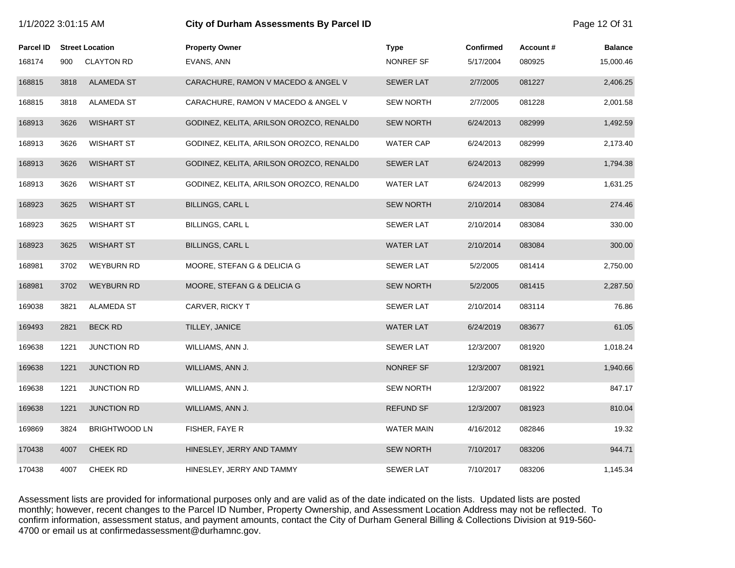# City of Durham Assessments By Parcel ID

1/1/2022 3:01:15 AM

| Parcel ID | Street Location | | Property Owner | Type | Confirmed | Account # | Balance |
|---|---|---|---|---|---|---|---|
| 168174 | 900 | CLAYTON RD | EVANS, ANN | NONREF SF | 5/17/2004 | 080925 | 15,000.46 |
| 168815 | 3818 | ALAMEDA ST | CARACHURE, RAMON V MACEDO & ANGEL V | SEWER LAT | 2/7/2005 | 081227 | 2,406.25 |
| 168815 | 3818 | ALAMEDA ST | CARACHURE, RAMON V MACEDO & ANGEL V | SEW NORTH | 2/7/2005 | 081228 | 2,001.58 |
| 168913 | 3626 | WISHART ST | GODINEZ, KELITA, ARILSON OROZCO, RENALD0 | SEW NORTH | 6/24/2013 | 082999 | 1,492.59 |
| 168913 | 3626 | WISHART ST | GODINEZ, KELITA, ARILSON OROZCO, RENALD0 | WATER CAP | 6/24/2013 | 082999 | 2,173.40 |
| 168913 | 3626 | WISHART ST | GODINEZ, KELITA, ARILSON OROZCO, RENALD0 | SEWER LAT | 6/24/2013 | 082999 | 1,794.38 |
| 168913 | 3626 | WISHART ST | GODINEZ, KELITA, ARILSON OROZCO, RENALD0 | WATER LAT | 6/24/2013 | 082999 | 1,631.25 |
| 168923 | 3625 | WISHART ST | BILLINGS, CARL L | SEW NORTH | 2/10/2014 | 083084 | 274.46 |
| 168923 | 3625 | WISHART ST | BILLINGS, CARL L | SEWER LAT | 2/10/2014 | 083084 | 330.00 |
| 168923 | 3625 | WISHART ST | BILLINGS, CARL L | WATER LAT | 2/10/2014 | 083084 | 300.00 |
| 168981 | 3702 | WEYBURN RD | MOORE, STEFAN G & DELICIA G | SEWER LAT | 5/2/2005 | 081414 | 2,750.00 |
| 168981 | 3702 | WEYBURN RD | MOORE, STEFAN G & DELICIA G | SEW NORTH | 5/2/2005 | 081415 | 2,287.50 |
| 169038 | 3821 | ALAMEDA ST | CARVER, RICKY T | SEWER LAT | 2/10/2014 | 083114 | 76.86 |
| 169493 | 2821 | BECK RD | TILLEY, JANICE | WATER LAT | 6/24/2019 | 083677 | 61.05 |
| 169638 | 1221 | JUNCTION RD | WILLIAMS, ANN J. | SEWER LAT | 12/3/2007 | 081920 | 1,018.24 |
| 169638 | 1221 | JUNCTION RD | WILLIAMS, ANN J. | NONREF SF | 12/3/2007 | 081921 | 1,940.66 |
| 169638 | 1221 | JUNCTION RD | WILLIAMS, ANN J. | SEW NORTH | 12/3/2007 | 081922 | 847.17 |
| 169638 | 1221 | JUNCTION RD | WILLIAMS, ANN J. | REFUND SF | 12/3/2007 | 081923 | 810.04 |
| 169869 | 3824 | BRIGHTWOOD LN | FISHER, FAYE R | WATER MAIN | 4/16/2012 | 082846 | 19.32 |
| 170438 | 4007 | CHEEK RD | HINESLEY, JERRY AND TAMMY | SEW NORTH | 7/10/2017 | 083206 | 944.71 |
| 170438 | 4007 | CHEEK RD | HINESLEY, JERRY AND TAMMY | SEWER LAT | 7/10/2017 | 083206 | 1,145.34 |

Assessment lists are provided for informational purposes only and are valid as of the date indicated on the lists. Updated lists are posted monthly; however, recent changes to the Parcel ID Number, Property Ownership, and Assessment Location Address may not be reflected. To confirm information, assessment status, and payment amounts, contact the City of Durham General Billing & Collections Division at 919-560-4700 or email us at confirmedassessment@durhamnc.gov.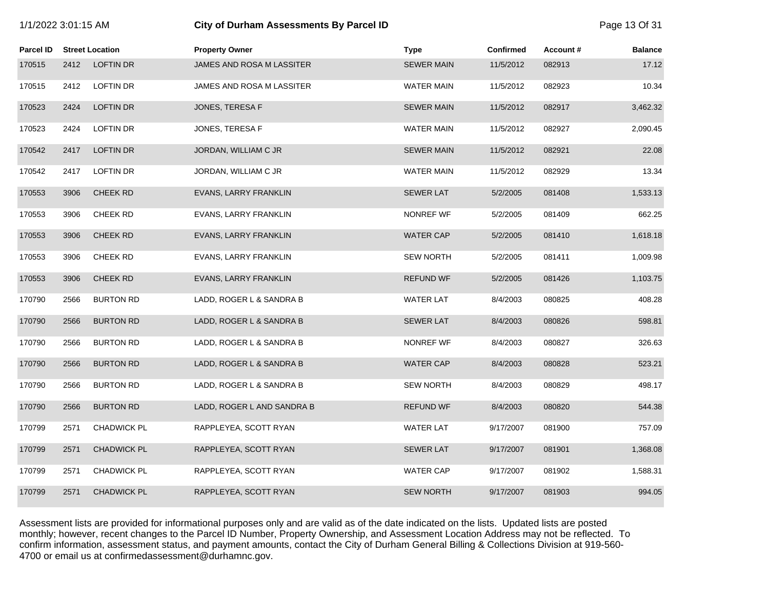# City of Durham Assessments By Parcel ID

| Parcel ID | Street Location | | Property Owner | Type | Confirmed | Account # | Balance |
|---|---|---|---|---|---|---|---|
| 170515 | 2412 | LOFTIN DR | JAMES AND ROSA M LASSITER | SEWER MAIN | 11/5/2012 | 082913 | 17.12 |
| 170515 | 2412 | LOFTIN DR | JAMES AND ROSA M LASSITER | WATER MAIN | 11/5/2012 | 082923 | 10.34 |
| 170523 | 2424 | LOFTIN DR | JONES, TERESA F | SEWER MAIN | 11/5/2012 | 082917 | 3,462.32 |
| 170523 | 2424 | LOFTIN DR | JONES, TERESA F | WATER MAIN | 11/5/2012 | 082927 | 2,090.45 |
| 170542 | 2417 | LOFTIN DR | JORDAN, WILLIAM C JR | SEWER MAIN | 11/5/2012 | 082921 | 22.08 |
| 170542 | 2417 | LOFTIN DR | JORDAN, WILLIAM C JR | WATER MAIN | 11/5/2012 | 082929 | 13.34 |
| 170553 | 3906 | CHEEK RD | EVANS, LARRY FRANKLIN | SEWER LAT | 5/2/2005 | 081408 | 1,533.13 |
| 170553 | 3906 | CHEEK RD | EVANS, LARRY FRANKLIN | NONREF WF | 5/2/2005 | 081409 | 662.25 |
| 170553 | 3906 | CHEEK RD | EVANS, LARRY FRANKLIN | WATER CAP | 5/2/2005 | 081410 | 1,618.18 |
| 170553 | 3906 | CHEEK RD | EVANS, LARRY FRANKLIN | SEW NORTH | 5/2/2005 | 081411 | 1,009.98 |
| 170553 | 3906 | CHEEK RD | EVANS, LARRY FRANKLIN | REFUND WF | 5/2/2005 | 081426 | 1,103.75 |
| 170790 | 2566 | BURTON RD | LADD, ROGER L & SANDRA B | WATER LAT | 8/4/2003 | 080825 | 408.28 |
| 170790 | 2566 | BURTON RD | LADD, ROGER L & SANDRA B | SEWER LAT | 8/4/2003 | 080826 | 598.81 |
| 170790 | 2566 | BURTON RD | LADD, ROGER L & SANDRA B | NONREF WF | 8/4/2003 | 080827 | 326.63 |
| 170790 | 2566 | BURTON RD | LADD, ROGER L & SANDRA B | WATER CAP | 8/4/2003 | 080828 | 523.21 |
| 170790 | 2566 | BURTON RD | LADD, ROGER L & SANDRA B | SEW NORTH | 8/4/2003 | 080829 | 498.17 |
| 170790 | 2566 | BURTON RD | LADD, ROGER L AND SANDRA B | REFUND WF | 8/4/2003 | 080820 | 544.38 |
| 170799 | 2571 | CHADWICK PL | RAPPLEYEA, SCOTT RYAN | WATER LAT | 9/17/2007 | 081900 | 757.09 |
| 170799 | 2571 | CHADWICK PL | RAPPLEYEA, SCOTT RYAN | SEWER LAT | 9/17/2007 | 081901 | 1,368.08 |
| 170799 | 2571 | CHADWICK PL | RAPPLEYEA, SCOTT RYAN | WATER CAP | 9/17/2007 | 081902 | 1,588.31 |
| 170799 | 2571 | CHADWICK PL | RAPPLEYEA, SCOTT RYAN | SEW NORTH | 9/17/2007 | 081903 | 994.05 |

Assessment lists are provided for informational purposes only and are valid as of the date indicated on the lists. Updated lists are posted monthly; however, recent changes to the Parcel ID Number, Property Ownership, and Assessment Location Address may not be reflected. To confirm information, assessment status, and payment amounts, contact the City of Durham General Billing & Collections Division at 919-560-4700 or email us at confirmedassessment@durhamnc.gov.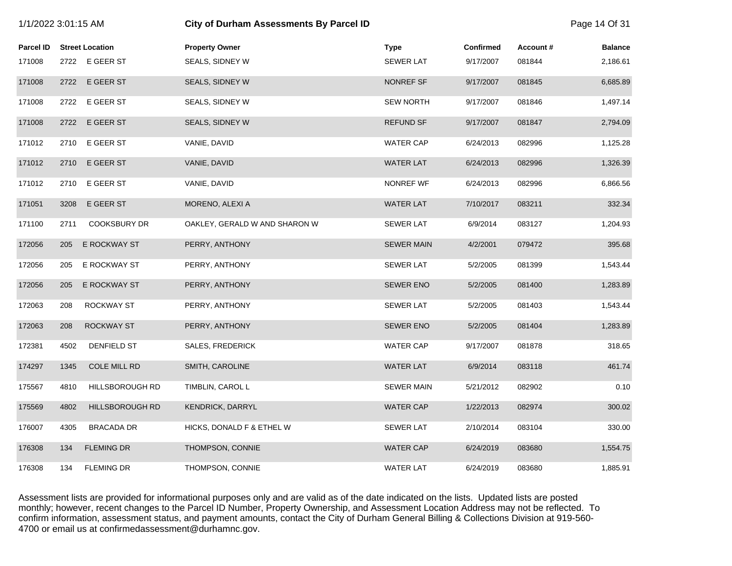# City of Durham Assessments By Parcel ID

| Parcel ID | Street Location | | Property Owner | Type | Confirmed | Account # | Balance |
|---|---|---|---|---|---|---|---|
| 171008 | 2722 | E GEER ST | SEALS, SIDNEY W | SEWER LAT | 9/17/2007 | 081844 | 2,186.61 |
| 171008 | 2722 | E GEER ST | SEALS, SIDNEY W | NONREF SF | 9/17/2007 | 081845 | 6,685.89 |
| 171008 | 2722 | E GEER ST | SEALS, SIDNEY W | SEW NORTH | 9/17/2007 | 081846 | 1,497.14 |
| 171008 | 2722 | E GEER ST | SEALS, SIDNEY W | REFUND SF | 9/17/2007 | 081847 | 2,794.09 |
| 171012 | 2710 | E GEER ST | VANIE, DAVID | WATER CAP | 6/24/2013 | 082996 | 1,125.28 |
| 171012 | 2710 | E GEER ST | VANIE, DAVID | WATER LAT | 6/24/2013 | 082996 | 1,326.39 |
| 171012 | 2710 | E GEER ST | VANIE, DAVID | NONREF WF | 6/24/2013 | 082996 | 6,866.56 |
| 171051 | 3208 | E GEER ST | MORENO, ALEXI A | WATER LAT | 7/10/2017 | 083211 | 332.34 |
| 171100 | 2711 | COOKSBURY DR | OAKLEY, GERALD W AND SHARON W | SEWER LAT | 6/9/2014 | 083127 | 1,204.93 |
| 172056 | 205 | E ROCKWAY ST | PERRY, ANTHONY | SEWER MAIN | 4/2/2001 | 079472 | 395.68 |
| 172056 | 205 | E ROCKWAY ST | PERRY, ANTHONY | SEWER LAT | 5/2/2005 | 081399 | 1,543.44 |
| 172056 | 205 | E ROCKWAY ST | PERRY, ANTHONY | SEWER ENO | 5/2/2005 | 081400 | 1,283.89 |
| 172063 | 208 | ROCKWAY ST | PERRY, ANTHONY | SEWER LAT | 5/2/2005 | 081403 | 1,543.44 |
| 172063 | 208 | ROCKWAY ST | PERRY, ANTHONY | SEWER ENO | 5/2/2005 | 081404 | 1,283.89 |
| 172381 | 4502 | DENFIELD ST | SALES, FREDERICK | WATER CAP | 9/17/2007 | 081878 | 318.65 |
| 174297 | 1345 | COLE MILL RD | SMITH, CAROLINE | WATER LAT | 6/9/2014 | 083118 | 461.74 |
| 175567 | 4810 | HILLSBOROUGH RD | TIMBLIN, CAROL L | SEWER MAIN | 5/21/2012 | 082902 | 0.10 |
| 175569 | 4802 | HILLSBOROUGH RD | KENDRICK, DARRYL | WATER CAP | 1/22/2013 | 082974 | 300.02 |
| 176007 | 4305 | BRACADA DR | HICKS, DONALD F & ETHEL W | SEWER LAT | 2/10/2014 | 083104 | 330.00 |
| 176308 | 134 | FLEMING DR | THOMPSON, CONNIE | WATER CAP | 6/24/2019 | 083680 | 1,554.75 |
| 176308 | 134 | FLEMING DR | THOMPSON, CONNIE | WATER LAT | 6/24/2019 | 083680 | 1,885.91 |

Assessment lists are provided for informational purposes only and are valid as of the date indicated on the lists. Updated lists are posted monthly; however, recent changes to the Parcel ID Number, Property Ownership, and Assessment Location Address may not be reflected. To confirm information, assessment status, and payment amounts, contact the City of Durham General Billing & Collections Division at 919-560-4700 or email us at confirmedassessment@durhamnc.gov.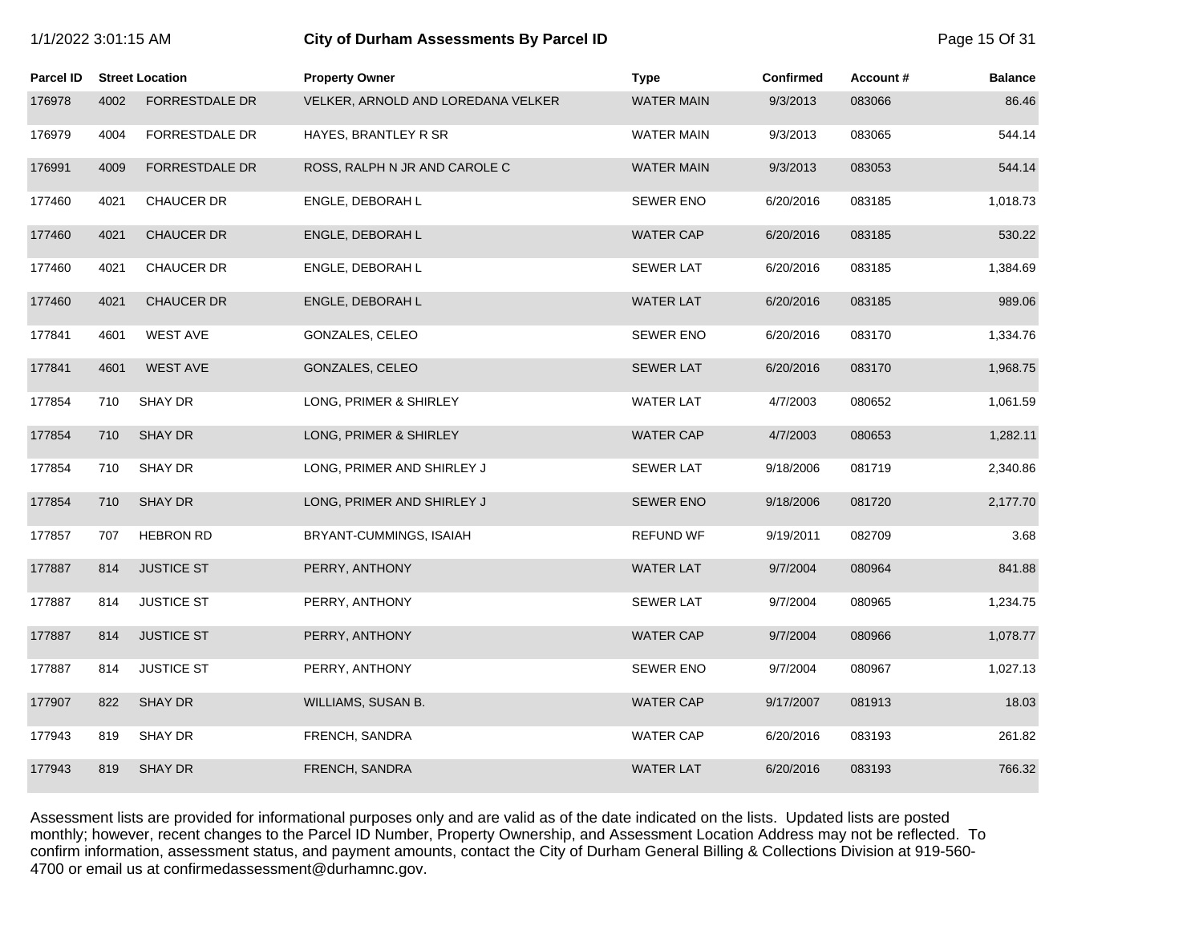# City of Durham Assessments By Parcel ID

| Parcel ID | Street Location | | Property Owner | Type | Confirmed | Account # | Balance |
|---|---|---|---|---|---|---|---|
| 176978 | 4002 | FORRESTDALE DR | VELKER, ARNOLD AND LOREDANA VELKER | WATER MAIN | 9/3/2013 | 083066 | 86.46 |
| 176979 | 4004 | FORRESTDALE DR | HAYES, BRANTLEY R SR | WATER MAIN | 9/3/2013 | 083065 | 544.14 |
| 176991 | 4009 | FORRESTDALE DR | ROSS, RALPH N JR AND CAROLE C | WATER MAIN | 9/3/2013 | 083053 | 544.14 |
| 177460 | 4021 | CHAUCER DR | ENGLE, DEBORAH L | SEWER ENO | 6/20/2016 | 083185 | 1,018.73 |
| 177460 | 4021 | CHAUCER DR | ENGLE, DEBORAH L | WATER CAP | 6/20/2016 | 083185 | 530.22 |
| 177460 | 4021 | CHAUCER DR | ENGLE, DEBORAH L | SEWER LAT | 6/20/2016 | 083185 | 1,384.69 |
| 177460 | 4021 | CHAUCER DR | ENGLE, DEBORAH L | WATER LAT | 6/20/2016 | 083185 | 989.06 |
| 177841 | 4601 | WEST AVE | GONZALES, CELEO | SEWER ENO | 6/20/2016 | 083170 | 1,334.76 |
| 177841 | 4601 | WEST AVE | GONZALES, CELEO | SEWER LAT | 6/20/2016 | 083170 | 1,968.75 |
| 177854 | 710 | SHAY DR | LONG, PRIMER & SHIRLEY | WATER LAT | 4/7/2003 | 080652 | 1,061.59 |
| 177854 | 710 | SHAY DR | LONG, PRIMER & SHIRLEY | WATER CAP | 4/7/2003 | 080653 | 1,282.11 |
| 177854 | 710 | SHAY DR | LONG, PRIMER AND SHIRLEY J | SEWER LAT | 9/18/2006 | 081719 | 2,340.86 |
| 177854 | 710 | SHAY DR | LONG, PRIMER AND SHIRLEY J | SEWER ENO | 9/18/2006 | 081720 | 2,177.70 |
| 177857 | 707 | HEBRON RD | BRYANT-CUMMINGS, ISAIAH | REFUND WF | 9/19/2011 | 082709 | 3.68 |
| 177887 | 814 | JUSTICE ST | PERRY, ANTHONY | WATER LAT | 9/7/2004 | 080964 | 841.88 |
| 177887 | 814 | JUSTICE ST | PERRY, ANTHONY | SEWER LAT | 9/7/2004 | 080965 | 1,234.75 |
| 177887 | 814 | JUSTICE ST | PERRY, ANTHONY | WATER CAP | 9/7/2004 | 080966 | 1,078.77 |
| 177887 | 814 | JUSTICE ST | PERRY, ANTHONY | SEWER ENO | 9/7/2004 | 080967 | 1,027.13 |
| 177907 | 822 | SHAY DR | WILLIAMS, SUSAN B. | WATER CAP | 9/17/2007 | 081913 | 18.03 |
| 177943 | 819 | SHAY DR | FRENCH, SANDRA | WATER CAP | 6/20/2016 | 083193 | 261.82 |
| 177943 | 819 | SHAY DR | FRENCH, SANDRA | WATER LAT | 6/20/2016 | 083193 | 766.32 |

Assessment lists are provided for informational purposes only and are valid as of the date indicated on the lists. Updated lists are posted monthly; however, recent changes to the Parcel ID Number, Property Ownership, and Assessment Location Address may not be reflected. To confirm information, assessment status, and payment amounts, contact the City of Durham General Billing & Collections Division at 919-560-4700 or email us at confirmedassessment@durhamnc.gov.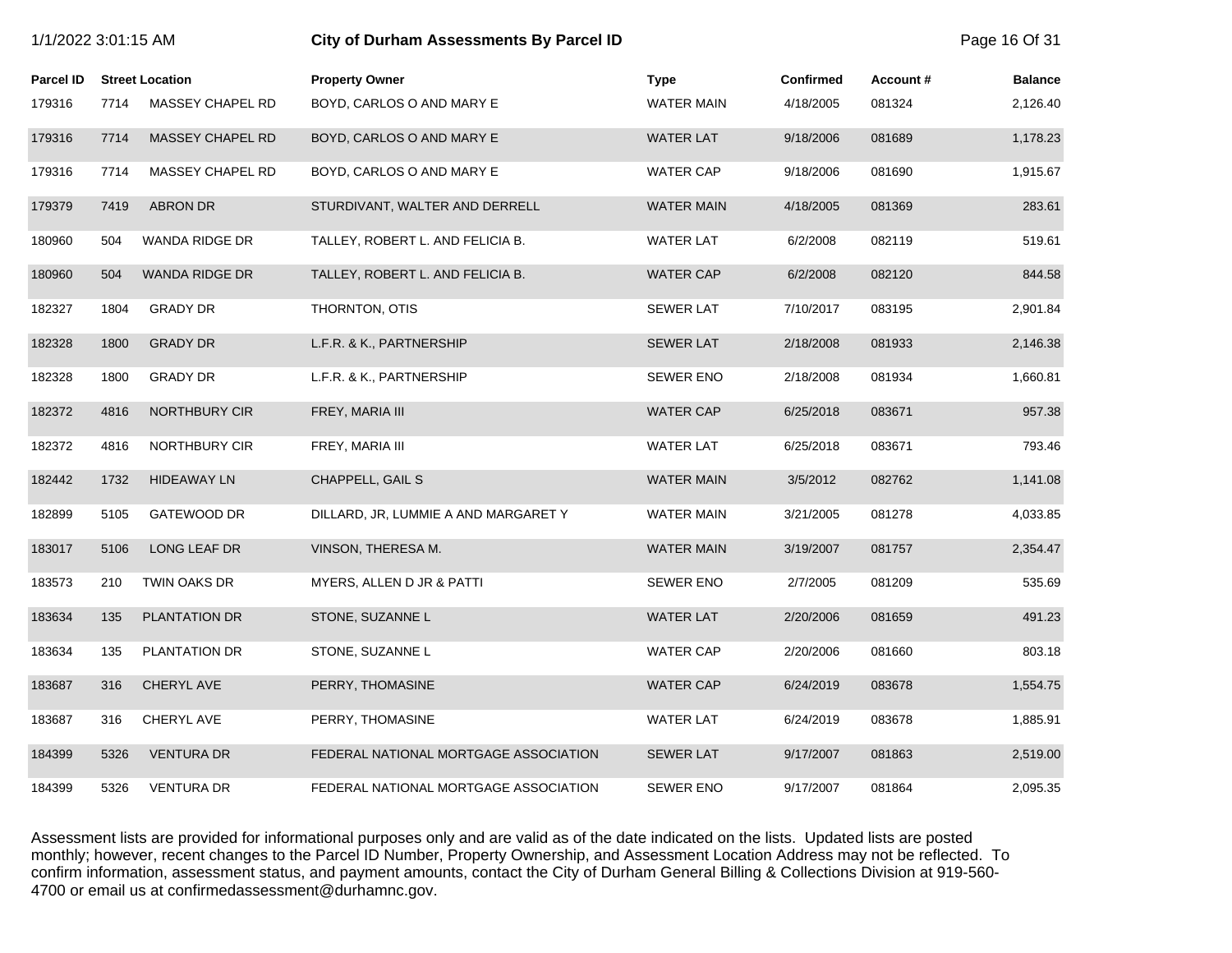# City of Durham Assessments By Parcel ID

1/1/2022 3:01:15 AM

| Parcel ID | Street Location | | Property Owner | Type | Confirmed | Account # | Balance |
|---|---|---|---|---|---|---|---|
| 179316 | 7714 | MASSEY CHAPEL RD | BOYD, CARLOS O AND MARY E | WATER MAIN | 4/18/2005 | 081324 | 2,126.40 |
| 179316 | 7714 | MASSEY CHAPEL RD | BOYD, CARLOS O AND MARY E | WATER LAT | 9/18/2006 | 081689 | 1,178.23 |
| 179316 | 7714 | MASSEY CHAPEL RD | BOYD, CARLOS O AND MARY E | WATER CAP | 9/18/2006 | 081690 | 1,915.67 |
| 179379 | 7419 | ABRON DR | STURDIVANT, WALTER AND DERRELL | WATER MAIN | 4/18/2005 | 081369 | 283.61 |
| 180960 | 504 | WANDA RIDGE DR | TALLEY, ROBERT L. AND FELICIA B. | WATER LAT | 6/2/2008 | 082119 | 519.61 |
| 180960 | 504 | WANDA RIDGE DR | TALLEY, ROBERT L. AND FELICIA B. | WATER CAP | 6/2/2008 | 082120 | 844.58 |
| 182327 | 1804 | GRADY DR | THORNTON, OTIS | SEWER LAT | 7/10/2017 | 083195 | 2,901.84 |
| 182328 | 1800 | GRADY DR | L.F.R. & K., PARTNERSHIP | SEWER LAT | 2/18/2008 | 081933 | 2,146.38 |
| 182328 | 1800 | GRADY DR | L.F.R. & K., PARTNERSHIP | SEWER ENO | 2/18/2008 | 081934 | 1,660.81 |
| 182372 | 4816 | NORTHBURY CIR | FREY, MARIA III | WATER CAP | 6/25/2018 | 083671 | 957.38 |
| 182372 | 4816 | NORTHBURY CIR | FREY, MARIA III | WATER LAT | 6/25/2018 | 083671 | 793.46 |
| 182442 | 1732 | HIDEAWAY LN | CHAPPELL, GAIL S | WATER MAIN | 3/5/2012 | 082762 | 1,141.08 |
| 182899 | 5105 | GATEWOOD DR | DILLARD, JR, LUMMIE A AND MARGARET Y | WATER MAIN | 3/21/2005 | 081278 | 4,033.85 |
| 183017 | 5106 | LONG LEAF DR | VINSON, THERESA M. | WATER MAIN | 3/19/2007 | 081757 | 2,354.47 |
| 183573 | 210 | TWIN OAKS DR | MYERS, ALLEN D JR & PATTI | SEWER ENO | 2/7/2005 | 081209 | 535.69 |
| 183634 | 135 | PLANTATION DR | STONE, SUZANNE L | WATER LAT | 2/20/2006 | 081659 | 491.23 |
| 183634 | 135 | PLANTATION DR | STONE, SUZANNE L | WATER CAP | 2/20/2006 | 081660 | 803.18 |
| 183687 | 316 | CHERYL AVE | PERRY, THOMASINE | WATER CAP | 6/24/2019 | 083678 | 1,554.75 |
| 183687 | 316 | CHERYL AVE | PERRY, THOMASINE | WATER LAT | 6/24/2019 | 083678 | 1,885.91 |
| 184399 | 5326 | VENTURA DR | FEDERAL NATIONAL MORTGAGE ASSOCIATION | SEWER LAT | 9/17/2007 | 081863 | 2,519.00 |
| 184399 | 5326 | VENTURA DR | FEDERAL NATIONAL MORTGAGE ASSOCIATION | SEWER ENO | 9/17/2007 | 081864 | 2,095.35 |

Assessment lists are provided for informational purposes only and are valid as of the date indicated on the lists. Updated lists are posted monthly; however, recent changes to the Parcel ID Number, Property Ownership, and Assessment Location Address may not be reflected. To confirm information, assessment status, and payment amounts, contact the City of Durham General Billing & Collections Division at 919-560-4700 or email us at confirmedassessment@durhamnc.gov.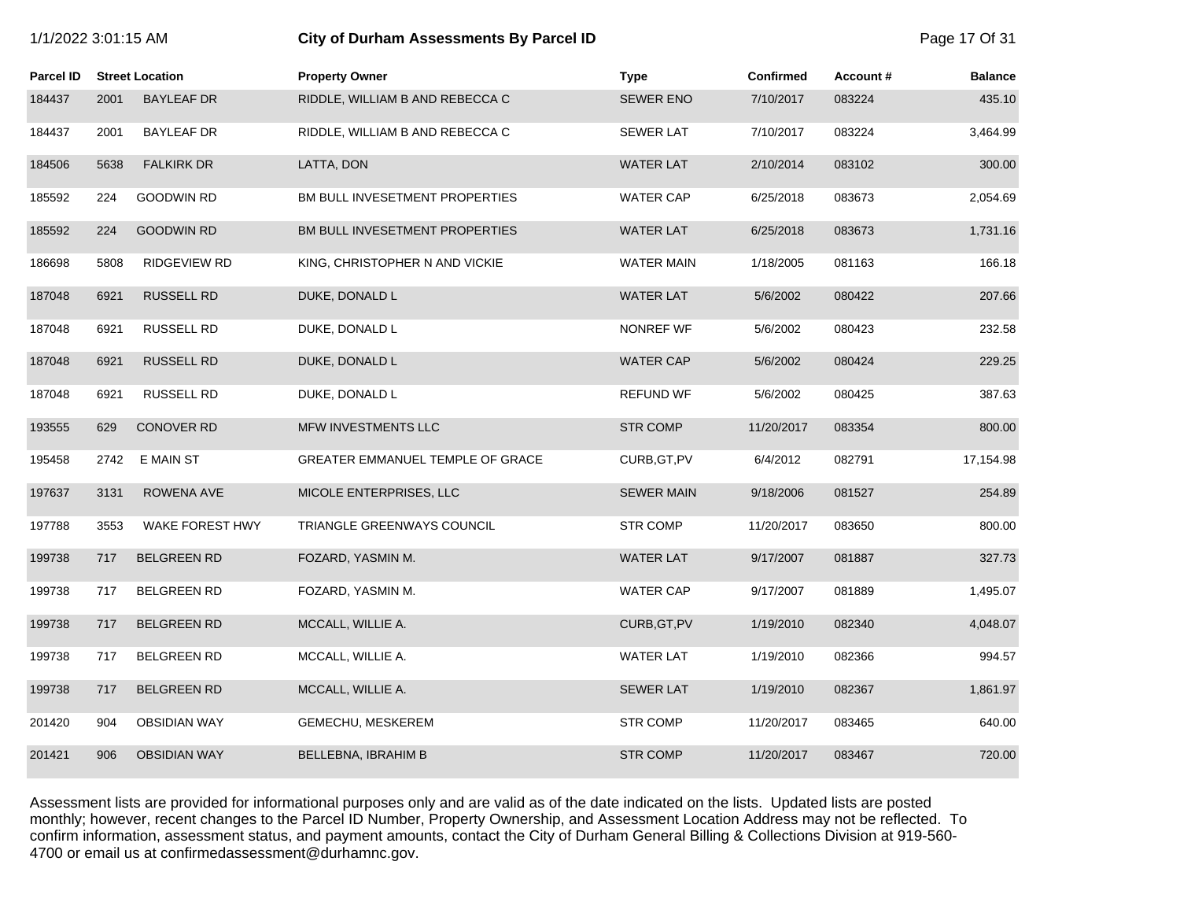# City of Durham Assessments By Parcel ID

| Parcel ID | Street Location | | Property Owner | Type | Confirmed | Account # | Balance |
|---|---|---|---|---|---|---|---|
| 184437 | 2001 | BAYLEAF DR | RIDDLE, WILLIAM B AND REBECCA C | SEWER ENO | 7/10/2017 | 083224 | 435.10 |
| 184437 | 2001 | BAYLEAF DR | RIDDLE, WILLIAM B AND REBECCA C | SEWER LAT | 7/10/2017 | 083224 | 3,464.99 |
| 184506 | 5638 | FALKIRK DR | LATTA, DON | WATER LAT | 2/10/2014 | 083102 | 300.00 |
| 185592 | 224 | GOODWIN RD | BM BULL INVESETMENT PROPERTIES | WATER CAP | 6/25/2018 | 083673 | 2,054.69 |
| 185592 | 224 | GOODWIN RD | BM BULL INVESETMENT PROPERTIES | WATER LAT | 6/25/2018 | 083673 | 1,731.16 |
| 186698 | 5808 | RIDGEVIEW RD | KING, CHRISTOPHER N AND VICKIE | WATER MAIN | 1/18/2005 | 081163 | 166.18 |
| 187048 | 6921 | RUSSELL RD | DUKE, DONALD L | WATER LAT | 5/6/2002 | 080422 | 207.66 |
| 187048 | 6921 | RUSSELL RD | DUKE, DONALD L | NONREF WF | 5/6/2002 | 080423 | 232.58 |
| 187048 | 6921 | RUSSELL RD | DUKE, DONALD L | WATER CAP | 5/6/2002 | 080424 | 229.25 |
| 187048 | 6921 | RUSSELL RD | DUKE, DONALD L | REFUND WF | 5/6/2002 | 080425 | 387.63 |
| 193555 | 629 | CONOVER RD | MFW INVESTMENTS LLC | STR COMP | 11/20/2017 | 083354 | 800.00 |
| 195458 | 2742 | E MAIN ST | GREATER EMMANUEL TEMPLE OF GRACE | CURB,GT,PV | 6/4/2012 | 082791 | 17,154.98 |
| 197637 | 3131 | ROWENA AVE | MICOLE ENTERPRISES, LLC | SEWER MAIN | 9/18/2006 | 081527 | 254.89 |
| 197788 | 3553 | WAKE FOREST HWY | TRIANGLE GREENWAYS COUNCIL | STR COMP | 11/20/2017 | 083650 | 800.00 |
| 199738 | 717 | BELGREEN RD | FOZARD, YASMIN M. | WATER LAT | 9/17/2007 | 081887 | 327.73 |
| 199738 | 717 | BELGREEN RD | FOZARD, YASMIN M. | WATER CAP | 9/17/2007 | 081889 | 1,495.07 |
| 199738 | 717 | BELGREEN RD | MCCALL, WILLIE A. | CURB,GT,PV | 1/19/2010 | 082340 | 4,048.07 |
| 199738 | 717 | BELGREEN RD | MCCALL, WILLIE A. | WATER LAT | 1/19/2010 | 082366 | 994.57 |
| 199738 | 717 | BELGREEN RD | MCCALL, WILLIE A. | SEWER LAT | 1/19/2010 | 082367 | 1,861.97 |
| 201420 | 904 | OBSIDIAN WAY | GEMECHU, MESKEREM | STR COMP | 11/20/2017 | 083465 | 640.00 |
| 201421 | 906 | OBSIDIAN WAY | BELLEBNA, IBRAHIM B | STR COMP | 11/20/2017 | 083467 | 720.00 |

Assessment lists are provided for informational purposes only and are valid as of the date indicated on the lists. Updated lists are posted monthly; however, recent changes to the Parcel ID Number, Property Ownership, and Assessment Location Address may not be reflected. To confirm information, assessment status, and payment amounts, contact the City of Durham General Billing & Collections Division at 919-560-4700 or email us at confirmedassessment@durhamnc.gov.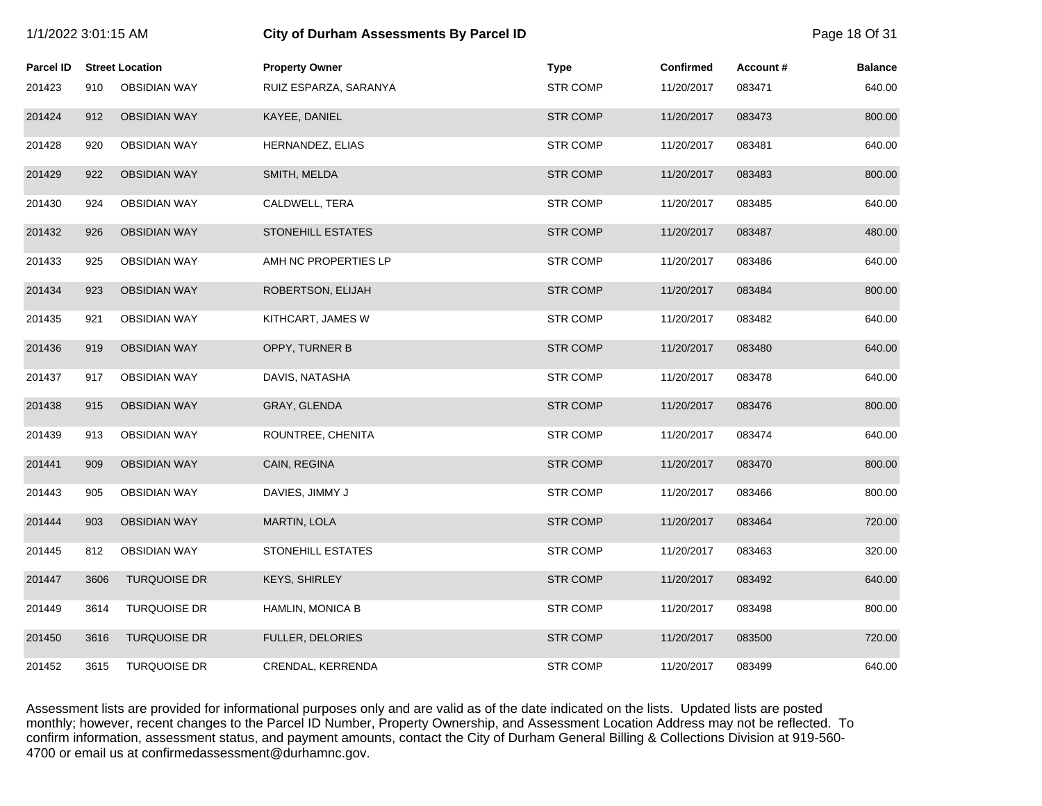# City of Durham Assessments By Parcel ID

1/1/2022 3:01:15 AM

| Parcel ID | Street Location | | Property Owner | Type | Confirmed | Account # | Balance |
|---|---|---|---|---|---|---|---|
| 201423 | 910 | OBSIDIAN WAY | RUIZ ESPARZA, SARANYA | STR COMP | 11/20/2017 | 083471 | 640.00 |
| 201424 | 912 | OBSIDIAN WAY | KAYEE, DANIEL | STR COMP | 11/20/2017 | 083473 | 800.00 |
| 201428 | 920 | OBSIDIAN WAY | HERNANDEZ, ELIAS | STR COMP | 11/20/2017 | 083481 | 640.00 |
| 201429 | 922 | OBSIDIAN WAY | SMITH, MELDA | STR COMP | 11/20/2017 | 083483 | 800.00 |
| 201430 | 924 | OBSIDIAN WAY | CALDWELL, TERA | STR COMP | 11/20/2017 | 083485 | 640.00 |
| 201432 | 926 | OBSIDIAN WAY | STONEHILL ESTATES | STR COMP | 11/20/2017 | 083487 | 480.00 |
| 201433 | 925 | OBSIDIAN WAY | AMH NC PROPERTIES LP | STR COMP | 11/20/2017 | 083486 | 640.00 |
| 201434 | 923 | OBSIDIAN WAY | ROBERTSON, ELIJAH | STR COMP | 11/20/2017 | 083484 | 800.00 |
| 201435 | 921 | OBSIDIAN WAY | KITHCART, JAMES W | STR COMP | 11/20/2017 | 083482 | 640.00 |
| 201436 | 919 | OBSIDIAN WAY | OPPY, TURNER B | STR COMP | 11/20/2017 | 083480 | 640.00 |
| 201437 | 917 | OBSIDIAN WAY | DAVIS, NATASHA | STR COMP | 11/20/2017 | 083478 | 640.00 |
| 201438 | 915 | OBSIDIAN WAY | GRAY, GLENDA | STR COMP | 11/20/2017 | 083476 | 800.00 |
| 201439 | 913 | OBSIDIAN WAY | ROUNTREE, CHENITA | STR COMP | 11/20/2017 | 083474 | 640.00 |
| 201441 | 909 | OBSIDIAN WAY | CAIN, REGINA | STR COMP | 11/20/2017 | 083470 | 800.00 |
| 201443 | 905 | OBSIDIAN WAY | DAVIES, JIMMY J | STR COMP | 11/20/2017 | 083466 | 800.00 |
| 201444 | 903 | OBSIDIAN WAY | MARTIN, LOLA | STR COMP | 11/20/2017 | 083464 | 720.00 |
| 201445 | 812 | OBSIDIAN WAY | STONEHILL ESTATES | STR COMP | 11/20/2017 | 083463 | 320.00 |
| 201447 | 3606 | TURQUOISE DR | KEYS, SHIRLEY | STR COMP | 11/20/2017 | 083492 | 640.00 |
| 201449 | 3614 | TURQUOISE DR | HAMLIN, MONICA B | STR COMP | 11/20/2017 | 083498 | 800.00 |
| 201450 | 3616 | TURQUOISE DR | FULLER, DELORIES | STR COMP | 11/20/2017 | 083500 | 720.00 |
| 201452 | 3615 | TURQUOISE DR | CRENDAL, KERRENDA | STR COMP | 11/20/2017 | 083499 | 640.00 |

Assessment lists are provided for informational purposes only and are valid as of the date indicated on the lists. Updated lists are posted monthly; however, recent changes to the Parcel ID Number, Property Ownership, and Assessment Location Address may not be reflected. To confirm information, assessment status, and payment amounts, contact the City of Durham General Billing & Collections Division at 919-560-4700 or email us at confirmedassessment@durhamnc.gov.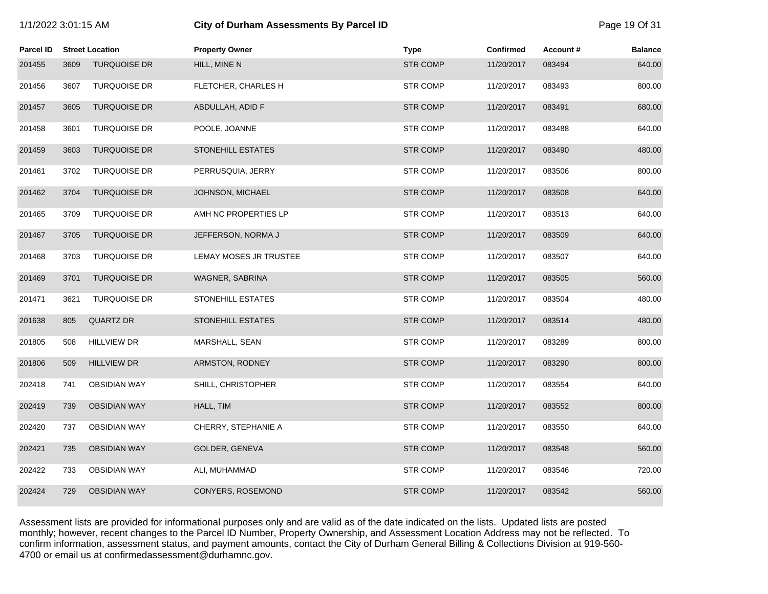| Parcel ID | Street Location | | Property Owner | Type | Confirmed | Account # | Balance |
|---|---|---|---|---|---|---|---|
| 201455 | 3609 | TURQUOISE DR | HILL, MINE N | STR COMP | 11/20/2017 | 083494 | 640.00 |
| 201456 | 3607 | TURQUOISE DR | FLETCHER, CHARLES H | STR COMP | 11/20/2017 | 083493 | 800.00 |
| 201457 | 3605 | TURQUOISE DR | ABDULLAH, ADID F | STR COMP | 11/20/2017 | 083491 | 680.00 |
| 201458 | 3601 | TURQUOISE DR | POOLE, JOANNE | STR COMP | 11/20/2017 | 083488 | 640.00 |
| 201459 | 3603 | TURQUOISE DR | STONEHILL ESTATES | STR COMP | 11/20/2017 | 083490 | 480.00 |
| 201461 | 3702 | TURQUOISE DR | PERRUSQUIA, JERRY | STR COMP | 11/20/2017 | 083506 | 800.00 |
| 201462 | 3704 | TURQUOISE DR | JOHNSON, MICHAEL | STR COMP | 11/20/2017 | 083508 | 640.00 |
| 201465 | 3709 | TURQUOISE DR | AMH NC PROPERTIES LP | STR COMP | 11/20/2017 | 083513 | 640.00 |
| 201467 | 3705 | TURQUOISE DR | JEFFERSON, NORMA J | STR COMP | 11/20/2017 | 083509 | 640.00 |
| 201468 | 3703 | TURQUOISE DR | LEMAY MOSES JR TRUSTEE | STR COMP | 11/20/2017 | 083507 | 640.00 |
| 201469 | 3701 | TURQUOISE DR | WAGNER, SABRINA | STR COMP | 11/20/2017 | 083505 | 560.00 |
| 201471 | 3621 | TURQUOISE DR | STONEHILL ESTATES | STR COMP | 11/20/2017 | 083504 | 480.00 |
| 201638 | 805 | QUARTZ DR | STONEHILL ESTATES | STR COMP | 11/20/2017 | 083514 | 480.00 |
| 201805 | 508 | HILLVIEW DR | MARSHALL, SEAN | STR COMP | 11/20/2017 | 083289 | 800.00 |
| 201806 | 509 | HILLVIEW DR | ARMSTON, RODNEY | STR COMP | 11/20/2017 | 083290 | 800.00 |
| 202418 | 741 | OBSIDIAN WAY | SHILL, CHRISTOPHER | STR COMP | 11/20/2017 | 083554 | 640.00 |
| 202419 | 739 | OBSIDIAN WAY | HALL, TIM | STR COMP | 11/20/2017 | 083552 | 800.00 |
| 202420 | 737 | OBSIDIAN WAY | CHERRY, STEPHANIE A | STR COMP | 11/20/2017 | 083550 | 640.00 |
| 202421 | 735 | OBSIDIAN WAY | GOLDER, GENEVA | STR COMP | 11/20/2017 | 083548 | 560.00 |
| 202422 | 733 | OBSIDIAN WAY | ALI, MUHAMMAD | STR COMP | 11/20/2017 | 083546 | 720.00 |
| 202424 | 729 | OBSIDIAN WAY | CONYERS, ROSEMOND | STR COMP | 11/20/2017 | 083542 | 560.00 |

Assessment lists are provided for informational purposes only and are valid as of the date indicated on the lists. Updated lists are posted monthly; however, recent changes to the Parcel ID Number, Property Ownership, and Assessment Location Address may not be reflected. To confirm information, assessment status, and payment amounts, contact the City of Durham General Billing & Collections Division at 919-560-4700 or email us at confirmedassessment@durhamnc.gov.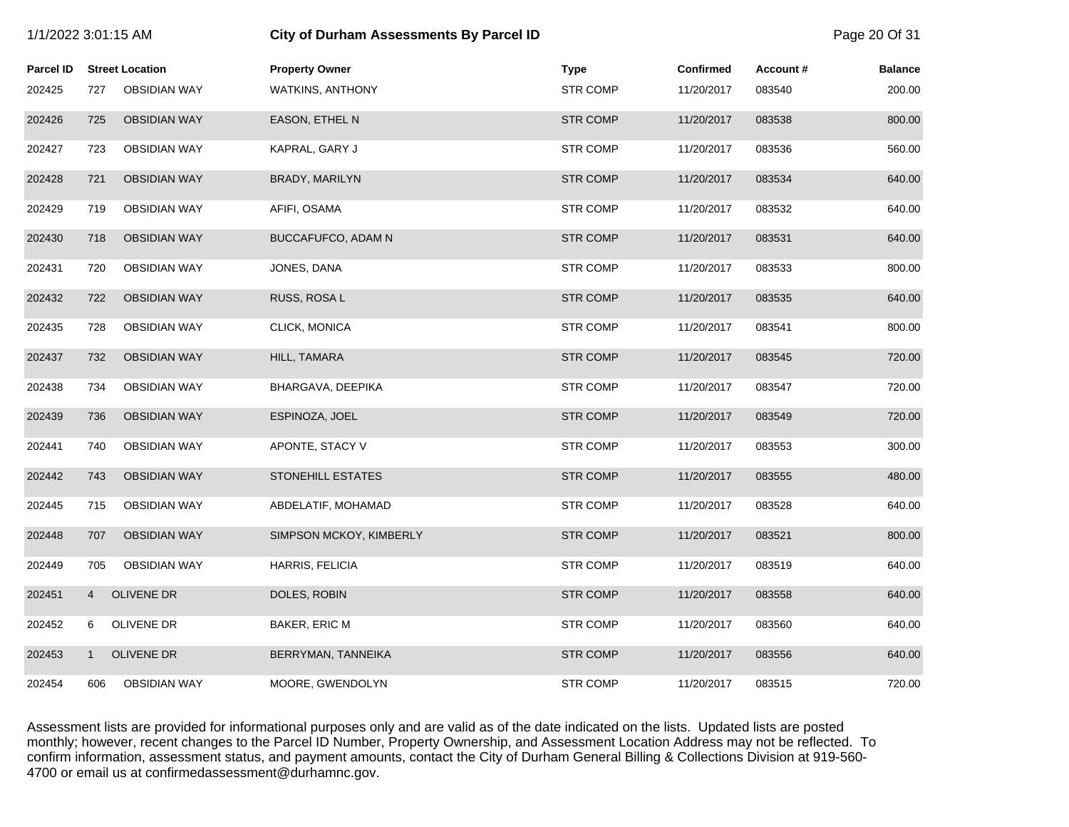| Parcel ID | Street Location | | Property Owner | Type | Confirmed | Account # | Balance |
|---|---|---|---|---|---|---|---|
| 202425 | 727 | OBSIDIAN WAY | WATKINS, ANTHONY | STR COMP | 11/20/2017 | 083540 | 200.00 |
| 202426 | 725 | OBSIDIAN WAY | EASON, ETHEL N | STR COMP | 11/20/2017 | 083538 | 800.00 |
| 202427 | 723 | OBSIDIAN WAY | KAPRAL, GARY J | STR COMP | 11/20/2017 | 083536 | 560.00 |
| 202428 | 721 | OBSIDIAN WAY | BRADY, MARILYN | STR COMP | 11/20/2017 | 083534 | 640.00 |
| 202429 | 719 | OBSIDIAN WAY | AFIFI, OSAMA | STR COMP | 11/20/2017 | 083532 | 640.00 |
| 202430 | 718 | OBSIDIAN WAY | BUCCAFUFCO, ADAM N | STR COMP | 11/20/2017 | 083531 | 640.00 |
| 202431 | 720 | OBSIDIAN WAY | JONES, DANA | STR COMP | 11/20/2017 | 083533 | 800.00 |
| 202432 | 722 | OBSIDIAN WAY | RUSS, ROSA L | STR COMP | 11/20/2017 | 083535 | 640.00 |
| 202435 | 728 | OBSIDIAN WAY | CLICK, MONICA | STR COMP | 11/20/2017 | 083541 | 800.00 |
| 202437 | 732 | OBSIDIAN WAY | HILL, TAMARA | STR COMP | 11/20/2017 | 083545 | 720.00 |
| 202438 | 734 | OBSIDIAN WAY | BHARGAVA, DEEPIKA | STR COMP | 11/20/2017 | 083547 | 720.00 |
| 202439 | 736 | OBSIDIAN WAY | ESPINOZA, JOEL | STR COMP | 11/20/2017 | 083549 | 720.00 |
| 202441 | 740 | OBSIDIAN WAY | APONTE, STACY V | STR COMP | 11/20/2017 | 083553 | 300.00 |
| 202442 | 743 | OBSIDIAN WAY | STONEHILL ESTATES | STR COMP | 11/20/2017 | 083555 | 480.00 |
| 202445 | 715 | OBSIDIAN WAY | ABDELATIF, MOHAMAD | STR COMP | 11/20/2017 | 083528 | 640.00 |
| 202448 | 707 | OBSIDIAN WAY | SIMPSON MCKOY, KIMBERLY | STR COMP | 11/20/2017 | 083521 | 800.00 |
| 202449 | 705 | OBSIDIAN WAY | HARRIS, FELICIA | STR COMP | 11/20/2017 | 083519 | 640.00 |
| 202451 | 4 | OLIVENE DR | DOLES, ROBIN | STR COMP | 11/20/2017 | 083558 | 640.00 |
| 202452 | 6 | OLIVENE DR | BAKER, ERIC M | STR COMP | 11/20/2017 | 083560 | 640.00 |
| 202453 | 1 | OLIVENE DR | BERRYMAN, TANNEIKA | STR COMP | 11/20/2017 | 083556 | 640.00 |
| 202454 | 606 | OBSIDIAN WAY | MOORE, GWENDOLYN | STR COMP | 11/20/2017 | 083515 | 720.00 |

Assessment lists are provided for informational purposes only and are valid as of the date indicated on the lists. Updated lists are posted monthly; however, recent changes to the Parcel ID Number, Property Ownership, and Assessment Location Address may not be reflected. To confirm information, assessment status, and payment amounts, contact the City of Durham General Billing & Collections Division at 919-560-4700 or email us at confirmedassessment@durhamnc.gov.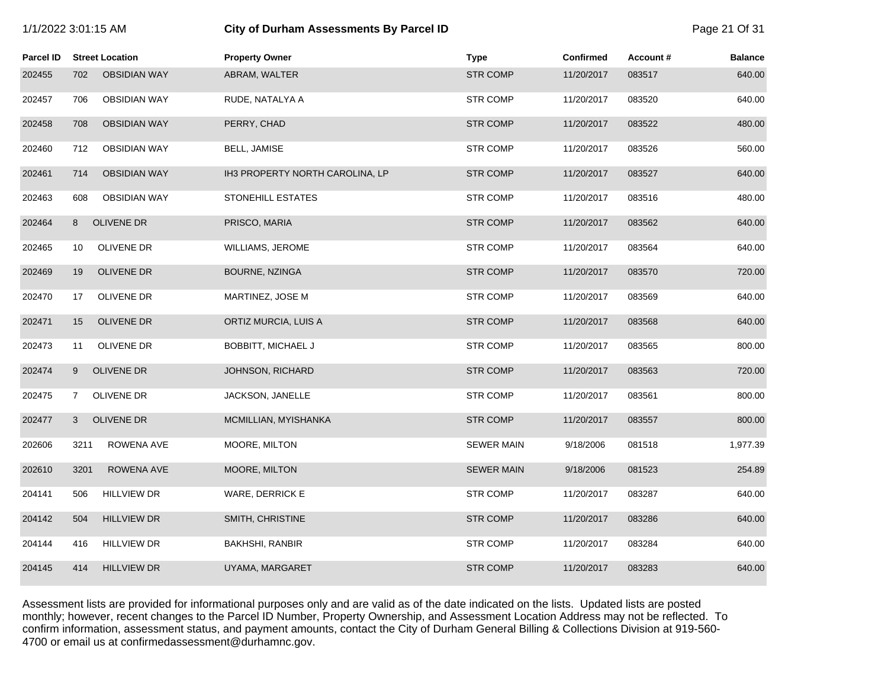| Parcel ID | Street Location | Property Owner | Type | Confirmed | Account # | Balance |
|---|---|---|---|---|---|---|
| 202455 | 702 OBSIDIAN WAY | ABRAM, WALTER | STR COMP | 11/20/2017 | 083517 | 640.00 |
| 202457 | 706 OBSIDIAN WAY | RUDE, NATALYA A | STR COMP | 11/20/2017 | 083520 | 640.00 |
| 202458 | 708 OBSIDIAN WAY | PERRY, CHAD | STR COMP | 11/20/2017 | 083522 | 480.00 |
| 202460 | 712 OBSIDIAN WAY | BELL, JAMISE | STR COMP | 11/20/2017 | 083526 | 560.00 |
| 202461 | 714 OBSIDIAN WAY | IH3 PROPERTY NORTH CAROLINA, LP | STR COMP | 11/20/2017 | 083527 | 640.00 |
| 202463 | 608 OBSIDIAN WAY | STONEHILL ESTATES | STR COMP | 11/20/2017 | 083516 | 480.00 |
| 202464 | 8 OLIVENE DR | PRISCO, MARIA | STR COMP | 11/20/2017 | 083562 | 640.00 |
| 202465 | 10 OLIVENE DR | WILLIAMS, JEROME | STR COMP | 11/20/2017 | 083564 | 640.00 |
| 202469 | 19 OLIVENE DR | BOURNE, NZINGA | STR COMP | 11/20/2017 | 083570 | 720.00 |
| 202470 | 17 OLIVENE DR | MARTINEZ, JOSE M | STR COMP | 11/20/2017 | 083569 | 640.00 |
| 202471 | 15 OLIVENE DR | ORTIZ MURCIA, LUIS A | STR COMP | 11/20/2017 | 083568 | 640.00 |
| 202473 | 11 OLIVENE DR | BOBBITT, MICHAEL J | STR COMP | 11/20/2017 | 083565 | 800.00 |
| 202474 | 9 OLIVENE DR | JOHNSON, RICHARD | STR COMP | 11/20/2017 | 083563 | 720.00 |
| 202475 | 7 OLIVENE DR | JACKSON, JANELLE | STR COMP | 11/20/2017 | 083561 | 800.00 |
| 202477 | 3 OLIVENE DR | MCMILLIAN, MYISHANKA | STR COMP | 11/20/2017 | 083557 | 800.00 |
| 202606 | 3211 ROWENA AVE | MOORE, MILTON | SEWER MAIN | 9/18/2006 | 081518 | 1,977.39 |
| 202610 | 3201 ROWENA AVE | MOORE, MILTON | SEWER MAIN | 9/18/2006 | 081523 | 254.89 |
| 204141 | 506 HILLVIEW DR | WARE, DERRICK E | STR COMP | 11/20/2017 | 083287 | 640.00 |
| 204142 | 504 HILLVIEW DR | SMITH, CHRISTINE | STR COMP | 11/20/2017 | 083286 | 640.00 |
| 204144 | 416 HILLVIEW DR | BAKHSHI, RANBIR | STR COMP | 11/20/2017 | 083284 | 640.00 |
| 204145 | 414 HILLVIEW DR | UYAMA, MARGARET | STR COMP | 11/20/2017 | 083283 | 640.00 |

Assessment lists are provided for informational purposes only and are valid as of the date indicated on the lists. Updated lists are posted monthly; however, recent changes to the Parcel ID Number, Property Ownership, and Assessment Location Address may not be reflected. To confirm information, assessment status, and payment amounts, contact the City of Durham General Billing & Collections Division at 919-560-4700 or email us at confirmedassessment@durhamnc.gov.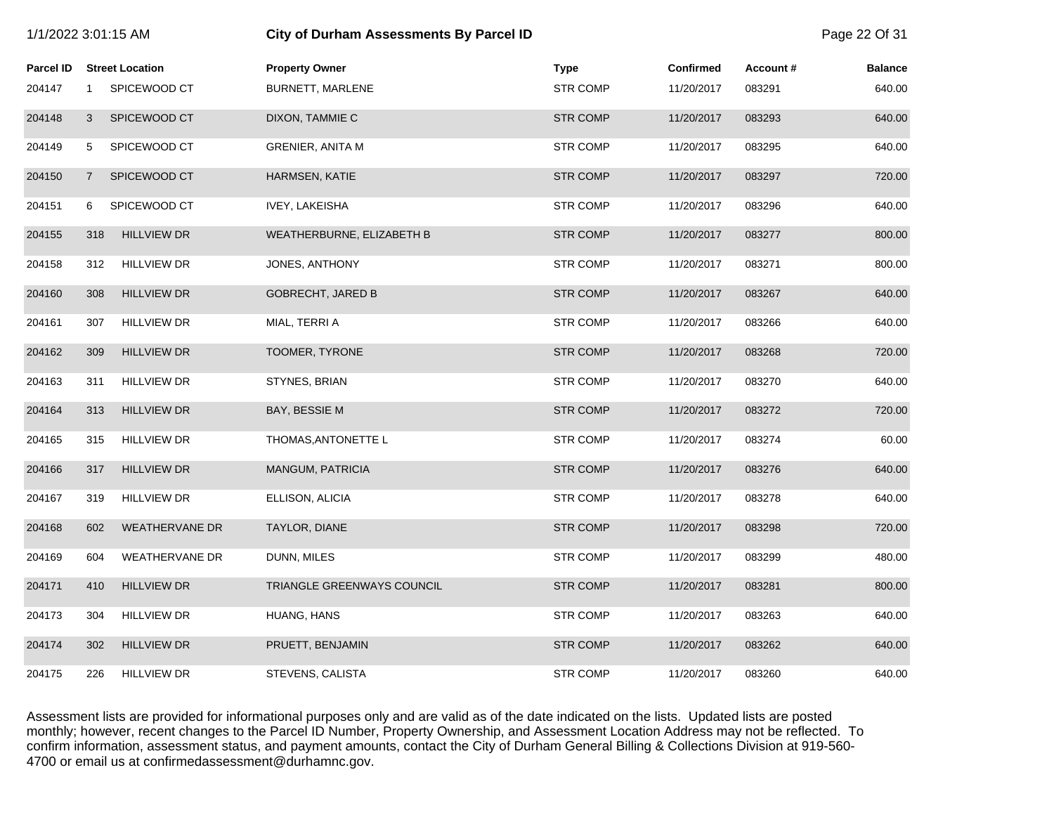# City of Durham Assessments By Parcel ID

1/1/2022 3:01:15 AM

| Parcel ID | Street Location | | Property Owner | Type | Confirmed | Account # | Balance |
|---|---|---|---|---|---|---|---|
| 204147 | 1 | SPICEWOOD CT | BURNETT, MARLENE | STR COMP | 11/20/2017 | 083291 | 640.00 |
| 204148 | 3 | SPICEWOOD CT | DIXON, TAMMIE C | STR COMP | 11/20/2017 | 083293 | 640.00 |
| 204149 | 5 | SPICEWOOD CT | GRENIER, ANITA M | STR COMP | 11/20/2017 | 083295 | 640.00 |
| 204150 | 7 | SPICEWOOD CT | HARMSEN, KATIE | STR COMP | 11/20/2017 | 083297 | 720.00 |
| 204151 | 6 | SPICEWOOD CT | IVEY, LAKEISHA | STR COMP | 11/20/2017 | 083296 | 640.00 |
| 204155 | 318 | HILLVIEW DR | WEATHERBURNE, ELIZABETH B | STR COMP | 11/20/2017 | 083277 | 800.00 |
| 204158 | 312 | HILLVIEW DR | JONES, ANTHONY | STR COMP | 11/20/2017 | 083271 | 800.00 |
| 204160 | 308 | HILLVIEW DR | GOBRECHT, JARED B | STR COMP | 11/20/2017 | 083267 | 640.00 |
| 204161 | 307 | HILLVIEW DR | MIAL, TERRI A | STR COMP | 11/20/2017 | 083266 | 640.00 |
| 204162 | 309 | HILLVIEW DR | TOOMER, TYRONE | STR COMP | 11/20/2017 | 083268 | 720.00 |
| 204163 | 311 | HILLVIEW DR | STYNES, BRIAN | STR COMP | 11/20/2017 | 083270 | 640.00 |
| 204164 | 313 | HILLVIEW DR | BAY, BESSIE M | STR COMP | 11/20/2017 | 083272 | 720.00 |
| 204165 | 315 | HILLVIEW DR | THOMAS,ANTONETTE L | STR COMP | 11/20/2017 | 083274 | 60.00 |
| 204166 | 317 | HILLVIEW DR | MANGUM, PATRICIA | STR COMP | 11/20/2017 | 083276 | 640.00 |
| 204167 | 319 | HILLVIEW DR | ELLISON, ALICIA | STR COMP | 11/20/2017 | 083278 | 640.00 |
| 204168 | 602 | WEATHERVANE DR | TAYLOR, DIANE | STR COMP | 11/20/2017 | 083298 | 720.00 |
| 204169 | 604 | WEATHERVANE DR | DUNN, MILES | STR COMP | 11/20/2017 | 083299 | 480.00 |
| 204171 | 410 | HILLVIEW DR | TRIANGLE GREENWAYS COUNCIL | STR COMP | 11/20/2017 | 083281 | 800.00 |
| 204173 | 304 | HILLVIEW DR | HUANG, HANS | STR COMP | 11/20/2017 | 083263 | 640.00 |
| 204174 | 302 | HILLVIEW DR | PRUETT, BENJAMIN | STR COMP | 11/20/2017 | 083262 | 640.00 |
| 204175 | 226 | HILLVIEW DR | STEVENS, CALISTA | STR COMP | 11/20/2017 | 083260 | 640.00 |

Assessment lists are provided for informational purposes only and are valid as of the date indicated on the lists. Updated lists are posted monthly; however, recent changes to the Parcel ID Number, Property Ownership, and Assessment Location Address may not be reflected. To confirm information, assessment status, and payment amounts, contact the City of Durham General Billing & Collections Division at 919-560-4700 or email us at confirmedassessment@durhamnc.gov.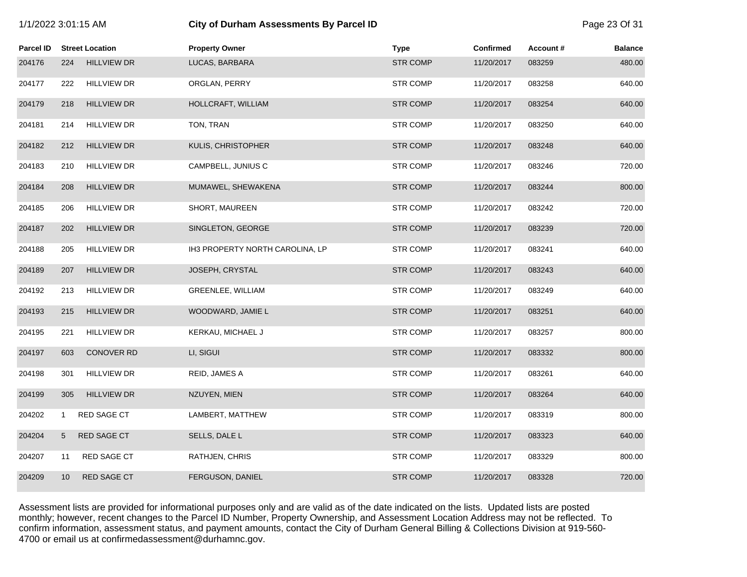# City of Durham Assessments By Parcel ID

1/1/2022 3:01:15 AM

| Parcel ID | Street Location | | Property Owner | Type | Confirmed | Account # | Balance |
|---|---|---|---|---|---|---|---|
| 204176 | 224 | HILLVIEW DR | LUCAS, BARBARA | STR COMP | 11/20/2017 | 083259 | 480.00 |
| 204177 | 222 | HILLVIEW DR | ORGLAN, PERRY | STR COMP | 11/20/2017 | 083258 | 640.00 |
| 204179 | 218 | HILLVIEW DR | HOLLCRAFT, WILLIAM | STR COMP | 11/20/2017 | 083254 | 640.00 |
| 204181 | 214 | HILLVIEW DR | TON, TRAN | STR COMP | 11/20/2017 | 083250 | 640.00 |
| 204182 | 212 | HILLVIEW DR | KULIS, CHRISTOPHER | STR COMP | 11/20/2017 | 083248 | 640.00 |
| 204183 | 210 | HILLVIEW DR | CAMPBELL, JUNIUS C | STR COMP | 11/20/2017 | 083246 | 720.00 |
| 204184 | 208 | HILLVIEW DR | MUMAWEL, SHEWAKENA | STR COMP | 11/20/2017 | 083244 | 800.00 |
| 204185 | 206 | HILLVIEW DR | SHORT, MAUREEN | STR COMP | 11/20/2017 | 083242 | 720.00 |
| 204187 | 202 | HILLVIEW DR | SINGLETON, GEORGE | STR COMP | 11/20/2017 | 083239 | 720.00 |
| 204188 | 205 | HILLVIEW DR | IH3 PROPERTY NORTH CAROLINA, LP | STR COMP | 11/20/2017 | 083241 | 640.00 |
| 204189 | 207 | HILLVIEW DR | JOSEPH, CRYSTAL | STR COMP | 11/20/2017 | 083243 | 640.00 |
| 204192 | 213 | HILLVIEW DR | GREENLEE, WILLIAM | STR COMP | 11/20/2017 | 083249 | 640.00 |
| 204193 | 215 | HILLVIEW DR | WOODWARD, JAMIE L | STR COMP | 11/20/2017 | 083251 | 640.00 |
| 204195 | 221 | HILLVIEW DR | KERKAU, MICHAEL J | STR COMP | 11/20/2017 | 083257 | 800.00 |
| 204197 | 603 | CONOVER RD | LI, SIGUI | STR COMP | 11/20/2017 | 083332 | 800.00 |
| 204198 | 301 | HILLVIEW DR | REID, JAMES A | STR COMP | 11/20/2017 | 083261 | 640.00 |
| 204199 | 305 | HILLVIEW DR | NZUYEN, MIEN | STR COMP | 11/20/2017 | 083264 | 640.00 |
| 204202 | 1 | RED SAGE CT | LAMBERT, MATTHEW | STR COMP | 11/20/2017 | 083319 | 800.00 |
| 204204 | 5 | RED SAGE CT | SELLS, DALE L | STR COMP | 11/20/2017 | 083323 | 640.00 |
| 204207 | 11 | RED SAGE CT | RATHJEN, CHRIS | STR COMP | 11/20/2017 | 083329 | 800.00 |
| 204209 | 10 | RED SAGE CT | FERGUSON, DANIEL | STR COMP | 11/20/2017 | 083328 | 720.00 |

Assessment lists are provided for informational purposes only and are valid as of the date indicated on the lists. Updated lists are posted monthly; however, recent changes to the Parcel ID Number, Property Ownership, and Assessment Location Address may not be reflected. To confirm information, assessment status, and payment amounts, contact the City of Durham General Billing & Collections Division at 919-560-4700 or email us at confirmedassessment@durhamnc.gov.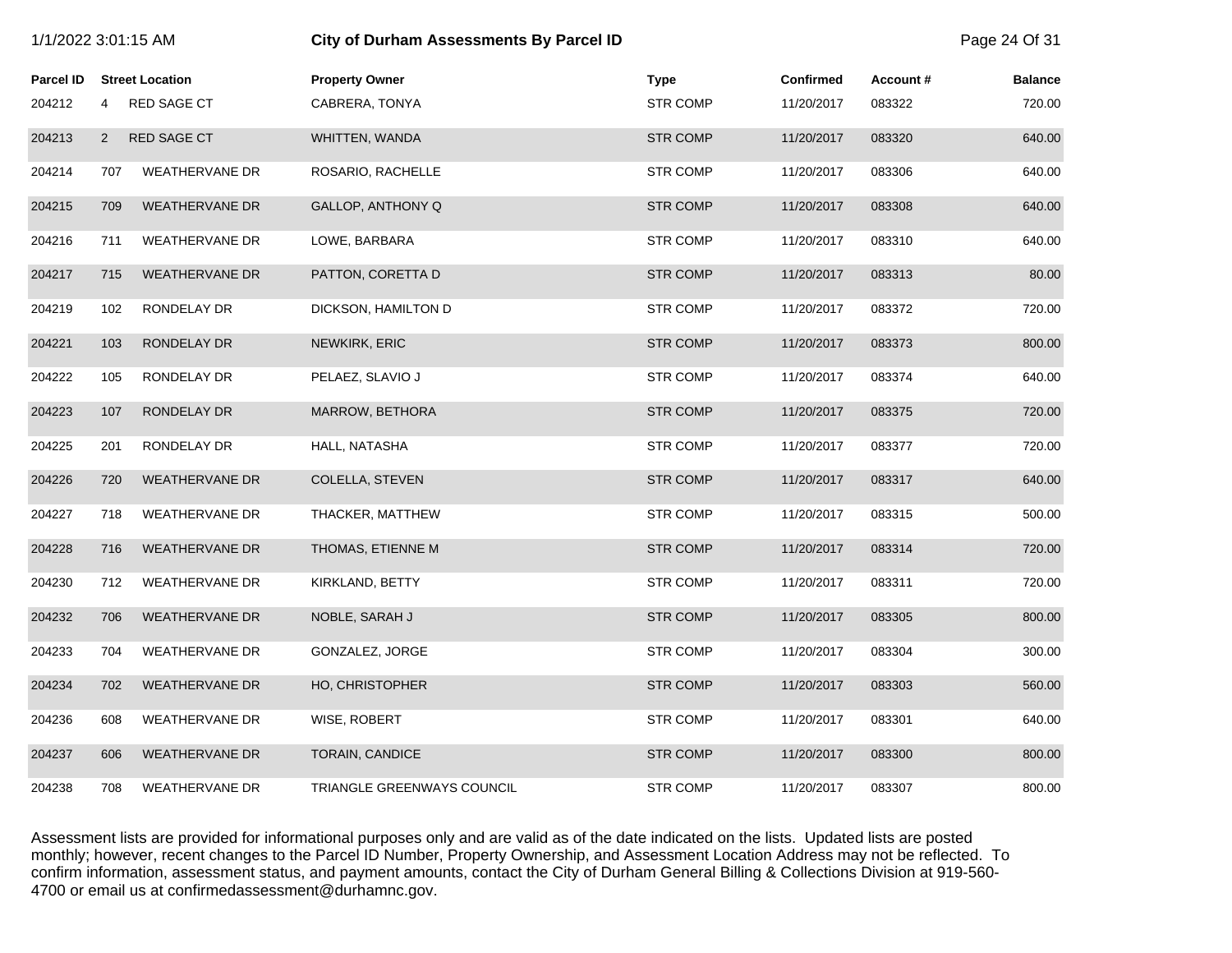| Parcel ID | Street Location | | Property Owner | Type | Confirmed | Account # | Balance |
|---|---|---|---|---|---|---|---|
| 204212 | 4 | RED SAGE CT | CABRERA, TONYA | STR COMP | 11/20/2017 | 083322 | 720.00 |
| 204213 | 2 | RED SAGE CT | WHITTEN, WANDA | STR COMP | 11/20/2017 | 083320 | 640.00 |
| 204214 | 707 | WEATHERVANE DR | ROSARIO, RACHELLE | STR COMP | 11/20/2017 | 083306 | 640.00 |
| 204215 | 709 | WEATHERVANE DR | GALLOP, ANTHONY Q | STR COMP | 11/20/2017 | 083308 | 640.00 |
| 204216 | 711 | WEATHERVANE DR | LOWE, BARBARA | STR COMP | 11/20/2017 | 083310 | 640.00 |
| 204217 | 715 | WEATHERVANE DR | PATTON, CORETTA D | STR COMP | 11/20/2017 | 083313 | 80.00 |
| 204219 | 102 | RONDELAY DR | DICKSON, HAMILTON D | STR COMP | 11/20/2017 | 083372 | 720.00 |
| 204221 | 103 | RONDELAY DR | NEWKIRK, ERIC | STR COMP | 11/20/2017 | 083373 | 800.00 |
| 204222 | 105 | RONDELAY DR | PELAEZ, SLAVIO J | STR COMP | 11/20/2017 | 083374 | 640.00 |
| 204223 | 107 | RONDELAY DR | MARROW, BETHORA | STR COMP | 11/20/2017 | 083375 | 720.00 |
| 204225 | 201 | RONDELAY DR | HALL, NATASHA | STR COMP | 11/20/2017 | 083377 | 720.00 |
| 204226 | 720 | WEATHERVANE DR | COLELLA, STEVEN | STR COMP | 11/20/2017 | 083317 | 640.00 |
| 204227 | 718 | WEATHERVANE DR | THACKER, MATTHEW | STR COMP | 11/20/2017 | 083315 | 500.00 |
| 204228 | 716 | WEATHERVANE DR | THOMAS, ETIENNE M | STR COMP | 11/20/2017 | 083314 | 720.00 |
| 204230 | 712 | WEATHERVANE DR | KIRKLAND, BETTY | STR COMP | 11/20/2017 | 083311 | 720.00 |
| 204232 | 706 | WEATHERVANE DR | NOBLE, SARAH J | STR COMP | 11/20/2017 | 083305 | 800.00 |
| 204233 | 704 | WEATHERVANE DR | GONZALEZ, JORGE | STR COMP | 11/20/2017 | 083304 | 300.00 |
| 204234 | 702 | WEATHERVANE DR | HO, CHRISTOPHER | STR COMP | 11/20/2017 | 083303 | 560.00 |
| 204236 | 608 | WEATHERVANE DR | WISE, ROBERT | STR COMP | 11/20/2017 | 083301 | 640.00 |
| 204237 | 606 | WEATHERVANE DR | TORAIN, CANDICE | STR COMP | 11/20/2017 | 083300 | 800.00 |
| 204238 | 708 | WEATHERVANE DR | TRIANGLE GREENWAYS COUNCIL | STR COMP | 11/20/2017 | 083307 | 800.00 |

Assessment lists are provided for informational purposes only and are valid as of the date indicated on the lists. Updated lists are posted monthly; however, recent changes to the Parcel ID Number, Property Ownership, and Assessment Location Address may not be reflected. To confirm information, assessment status, and payment amounts, contact the City of Durham General Billing & Collections Division at 919-560-4700 or email us at confirmedassessment@durhamnc.gov.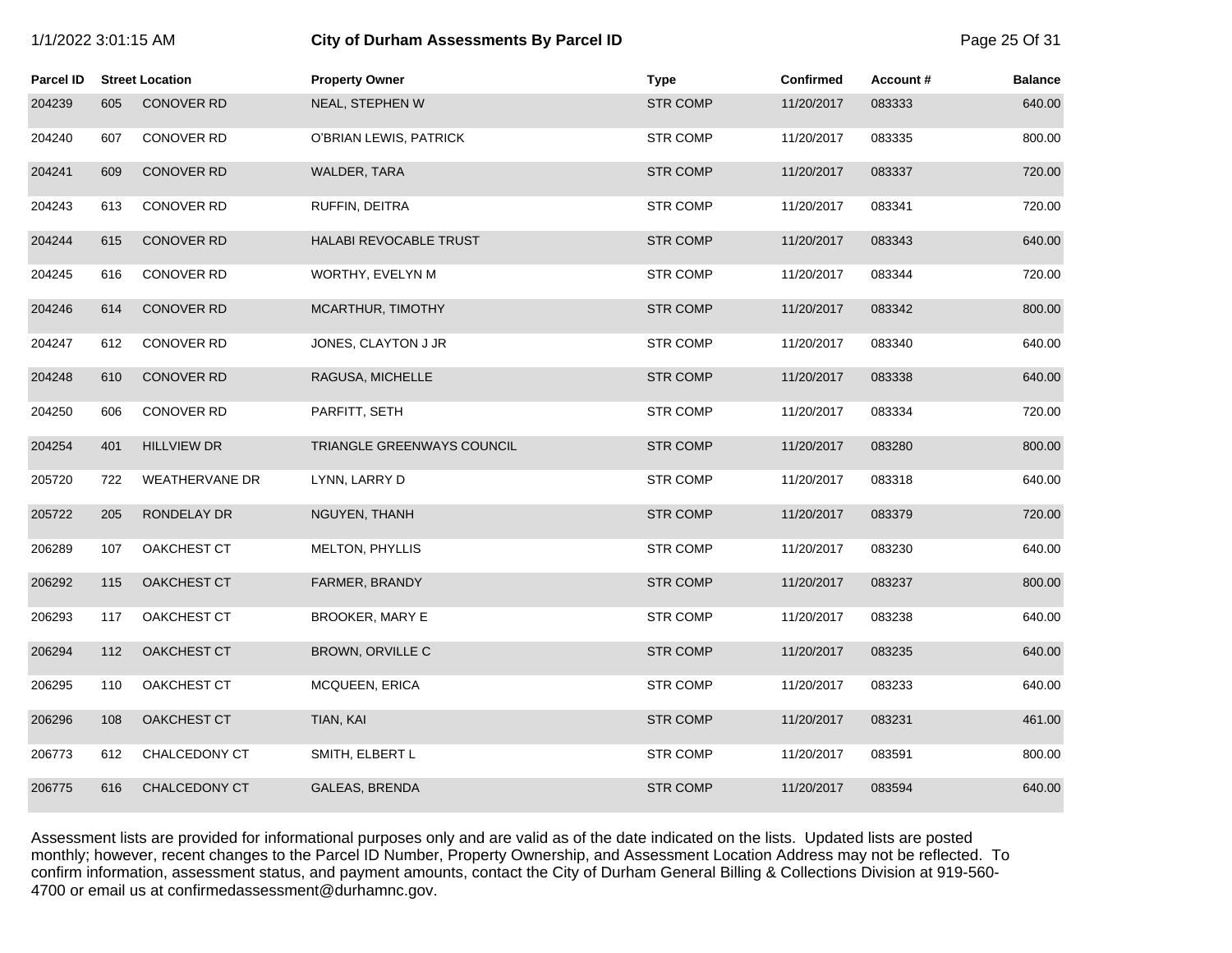# City of Durham Assessments By Parcel ID

| Parcel ID | Street Location | | Property Owner | Type | Confirmed | Account # | Balance |
|---|---|---|---|---|---|---|---|
| 204239 | 605 | CONOVER RD | NEAL, STEPHEN W | STR COMP | 11/20/2017 | 083333 | 640.00 |
| 204240 | 607 | CONOVER RD | O'BRIAN LEWIS, PATRICK | STR COMP | 11/20/2017 | 083335 | 800.00 |
| 204241 | 609 | CONOVER RD | WALDER, TARA | STR COMP | 11/20/2017 | 083337 | 720.00 |
| 204243 | 613 | CONOVER RD | RUFFIN, DEITRA | STR COMP | 11/20/2017 | 083341 | 720.00 |
| 204244 | 615 | CONOVER RD | HALABI REVOCABLE TRUST | STR COMP | 11/20/2017 | 083343 | 640.00 |
| 204245 | 616 | CONOVER RD | WORTHY, EVELYN M | STR COMP | 11/20/2017 | 083344 | 720.00 |
| 204246 | 614 | CONOVER RD | MCARTHUR, TIMOTHY | STR COMP | 11/20/2017 | 083342 | 800.00 |
| 204247 | 612 | CONOVER RD | JONES, CLAYTON J JR | STR COMP | 11/20/2017 | 083340 | 640.00 |
| 204248 | 610 | CONOVER RD | RAGUSA, MICHELLE | STR COMP | 11/20/2017 | 083338 | 640.00 |
| 204250 | 606 | CONOVER RD | PARFITT, SETH | STR COMP | 11/20/2017 | 083334 | 720.00 |
| 204254 | 401 | HILLVIEW DR | TRIANGLE GREENWAYS COUNCIL | STR COMP | 11/20/2017 | 083280 | 800.00 |
| 205720 | 722 | WEATHERVANE DR | LYNN, LARRY D | STR COMP | 11/20/2017 | 083318 | 640.00 |
| 205722 | 205 | RONDELAY DR | NGUYEN, THANH | STR COMP | 11/20/2017 | 083379 | 720.00 |
| 206289 | 107 | OAKCHEST CT | MELTON, PHYLLIS | STR COMP | 11/20/2017 | 083230 | 640.00 |
| 206292 | 115 | OAKCHEST CT | FARMER, BRANDY | STR COMP | 11/20/2017 | 083237 | 800.00 |
| 206293 | 117 | OAKCHEST CT | BROOKER, MARY E | STR COMP | 11/20/2017 | 083238 | 640.00 |
| 206294 | 112 | OAKCHEST CT | BROWN, ORVILLE C | STR COMP | 11/20/2017 | 083235 | 640.00 |
| 206295 | 110 | OAKCHEST CT | MCQUEEN, ERICA | STR COMP | 11/20/2017 | 083233 | 640.00 |
| 206296 | 108 | OAKCHEST CT | TIAN, KAI | STR COMP | 11/20/2017 | 083231 | 461.00 |
| 206773 | 612 | CHALCEDONY CT | SMITH, ELBERT L | STR COMP | 11/20/2017 | 083591 | 800.00 |
| 206775 | 616 | CHALCEDONY CT | GALEAS, BRENDA | STR COMP | 11/20/2017 | 083594 | 640.00 |

Assessment lists are provided for informational purposes only and are valid as of the date indicated on the lists. Updated lists are posted monthly; however, recent changes to the Parcel ID Number, Property Ownership, and Assessment Location Address may not be reflected. To confirm information, assessment status, and payment amounts, contact the City of Durham General Billing & Collections Division at 919-560-4700 or email us at confirmedassessment@durhamnc.gov.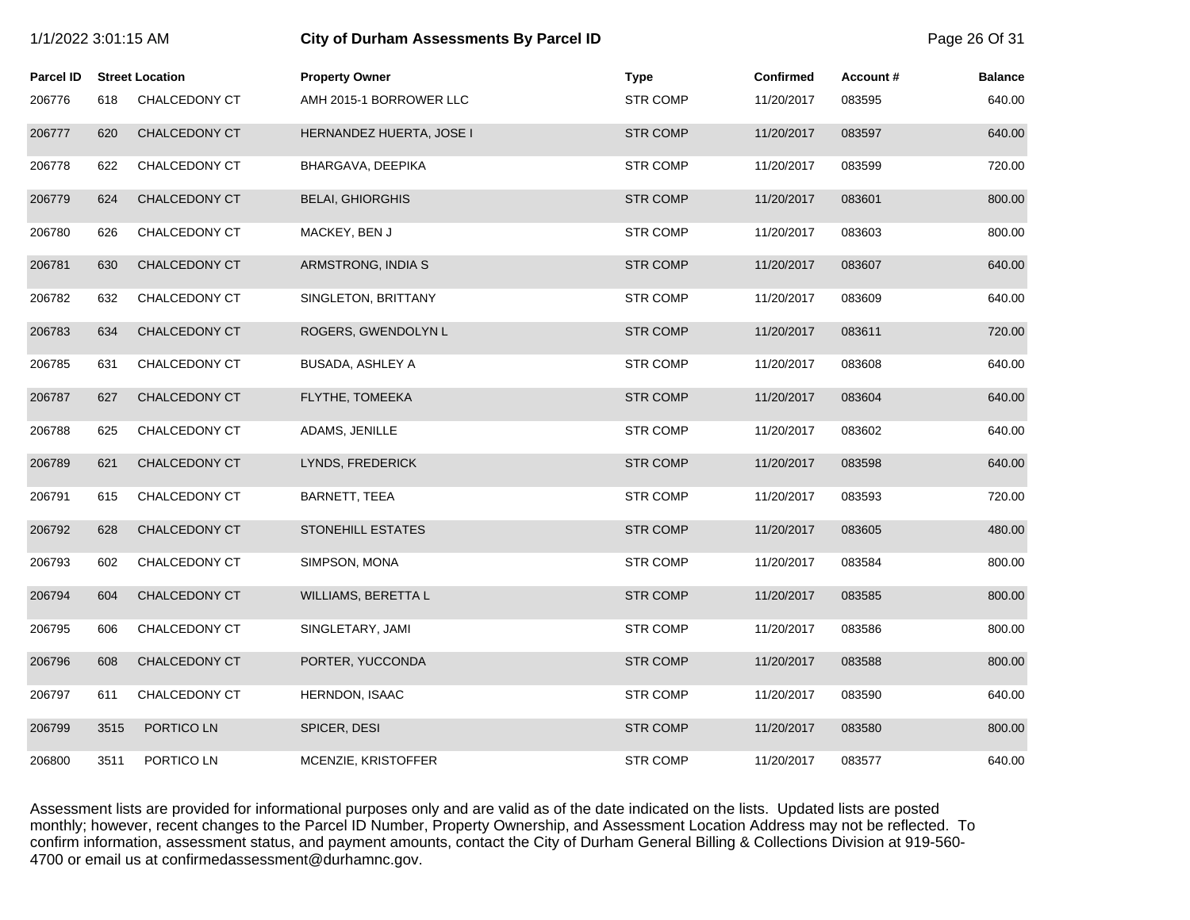# City of Durham Assessments By Parcel ID

1/1/2022 3:01:15 AM

| Parcel ID | Street Location | | Property Owner | Type | Confirmed | Account # | Balance |
|---|---|---|---|---|---|---|---|
| 206776 | 618 | CHALCEDONY CT | AMH 2015-1 BORROWER LLC | STR COMP | 11/20/2017 | 083595 | 640.00 |
| 206777 | 620 | CHALCEDONY CT | HERNANDEZ HUERTA, JOSE I | STR COMP | 11/20/2017 | 083597 | 640.00 |
| 206778 | 622 | CHALCEDONY CT | BHARGAVA, DEEPIKA | STR COMP | 11/20/2017 | 083599 | 720.00 |
| 206779 | 624 | CHALCEDONY CT | BELAI, GHIORGHIS | STR COMP | 11/20/2017 | 083601 | 800.00 |
| 206780 | 626 | CHALCEDONY CT | MACKEY, BEN J | STR COMP | 11/20/2017 | 083603 | 800.00 |
| 206781 | 630 | CHALCEDONY CT | ARMSTRONG, INDIA S | STR COMP | 11/20/2017 | 083607 | 640.00 |
| 206782 | 632 | CHALCEDONY CT | SINGLETON, BRITTANY | STR COMP | 11/20/2017 | 083609 | 640.00 |
| 206783 | 634 | CHALCEDONY CT | ROGERS, GWENDOLYN L | STR COMP | 11/20/2017 | 083611 | 720.00 |
| 206785 | 631 | CHALCEDONY CT | BUSADA, ASHLEY A | STR COMP | 11/20/2017 | 083608 | 640.00 |
| 206787 | 627 | CHALCEDONY CT | FLYTHE, TOMEEKA | STR COMP | 11/20/2017 | 083604 | 640.00 |
| 206788 | 625 | CHALCEDONY CT | ADAMS, JENILLE | STR COMP | 11/20/2017 | 083602 | 640.00 |
| 206789 | 621 | CHALCEDONY CT | LYNDS, FREDERICK | STR COMP | 11/20/2017 | 083598 | 640.00 |
| 206791 | 615 | CHALCEDONY CT | BARNETT, TEEA | STR COMP | 11/20/2017 | 083593 | 720.00 |
| 206792 | 628 | CHALCEDONY CT | STONEHILL ESTATES | STR COMP | 11/20/2017 | 083605 | 480.00 |
| 206793 | 602 | CHALCEDONY CT | SIMPSON, MONA | STR COMP | 11/20/2017 | 083584 | 800.00 |
| 206794 | 604 | CHALCEDONY CT | WILLIAMS, BERETTA L | STR COMP | 11/20/2017 | 083585 | 800.00 |
| 206795 | 606 | CHALCEDONY CT | SINGLETARY, JAMI | STR COMP | 11/20/2017 | 083586 | 800.00 |
| 206796 | 608 | CHALCEDONY CT | PORTER, YUCCONDA | STR COMP | 11/20/2017 | 083588 | 800.00 |
| 206797 | 611 | CHALCEDONY CT | HERNDON, ISAAC | STR COMP | 11/20/2017 | 083590 | 640.00 |
| 206799 | 3515 | PORTICO LN | SPICER, DESI | STR COMP | 11/20/2017 | 083580 | 800.00 |
| 206800 | 3511 | PORTICO LN | MCENZIE, KRISTOFFER | STR COMP | 11/20/2017 | 083577 | 640.00 |

Assessment lists are provided for informational purposes only and are valid as of the date indicated on the lists. Updated lists are posted monthly; however, recent changes to the Parcel ID Number, Property Ownership, and Assessment Location Address may not be reflected. To confirm information, assessment status, and payment amounts, contact the City of Durham General Billing & Collections Division at 919-560-4700 or email us at confirmedassessment@durhamnc.gov.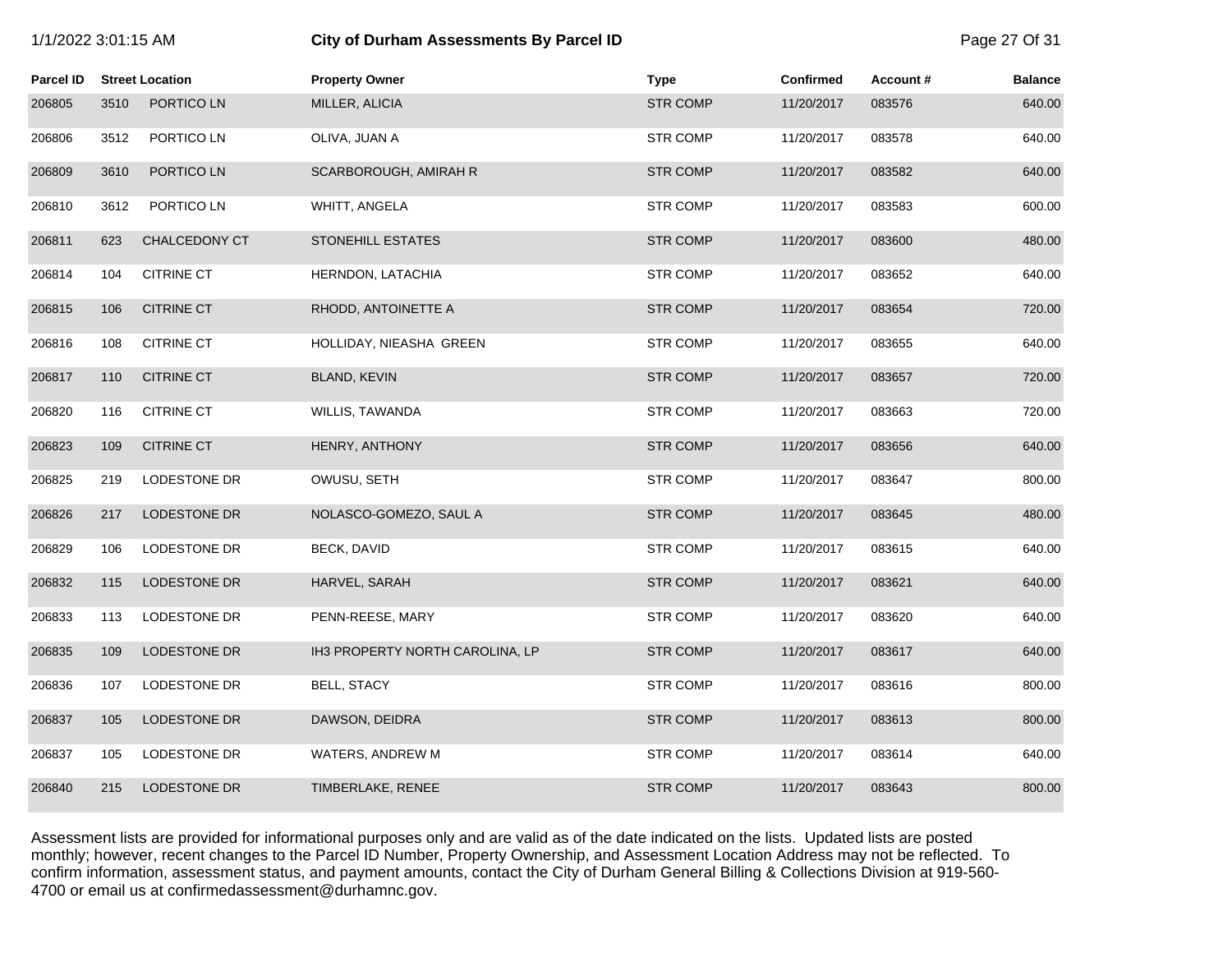| Parcel ID | Street Location | | Property Owner | Type | Confirmed | Account # | Balance |
|---|---|---|---|---|---|---|---|
| 206805 | 3510 | PORTICO LN | MILLER, ALICIA | STR COMP | 11/20/2017 | 083576 | 640.00 |
| 206806 | 3512 | PORTICO LN | OLIVA, JUAN A | STR COMP | 11/20/2017 | 083578 | 640.00 |
| 206809 | 3610 | PORTICO LN | SCARBOROUGH, AMIRAH R | STR COMP | 11/20/2017 | 083582 | 640.00 |
| 206810 | 3612 | PORTICO LN | WHITT, ANGELA | STR COMP | 11/20/2017 | 083583 | 600.00 |
| 206811 | 623 | CHALCEDONY CT | STONEHILL ESTATES | STR COMP | 11/20/2017 | 083600 | 480.00 |
| 206814 | 104 | CITRINE CT | HERNDON, LATACHIA | STR COMP | 11/20/2017 | 083652 | 640.00 |
| 206815 | 106 | CITRINE CT | RHODD, ANTOINETTE A | STR COMP | 11/20/2017 | 083654 | 720.00 |
| 206816 | 108 | CITRINE CT | HOLLIDAY, NIEASHA GREEN | STR COMP | 11/20/2017 | 083655 | 640.00 |
| 206817 | 110 | CITRINE CT | BLAND, KEVIN | STR COMP | 11/20/2017 | 083657 | 720.00 |
| 206820 | 116 | CITRINE CT | WILLIS, TAWANDA | STR COMP | 11/20/2017 | 083663 | 720.00 |
| 206823 | 109 | CITRINE CT | HENRY, ANTHONY | STR COMP | 11/20/2017 | 083656 | 640.00 |
| 206825 | 219 | LODESTONE DR | OWUSU, SETH | STR COMP | 11/20/2017 | 083647 | 800.00 |
| 206826 | 217 | LODESTONE DR | NOLASCO-GOMEZO, SAUL A | STR COMP | 11/20/2017 | 083645 | 480.00 |
| 206829 | 106 | LODESTONE DR | BECK, DAVID | STR COMP | 11/20/2017 | 083615 | 640.00 |
| 206832 | 115 | LODESTONE DR | HARVEL, SARAH | STR COMP | 11/20/2017 | 083621 | 640.00 |
| 206833 | 113 | LODESTONE DR | PENN-REESE, MARY | STR COMP | 11/20/2017 | 083620 | 640.00 |
| 206835 | 109 | LODESTONE DR | IH3 PROPERTY NORTH CAROLINA, LP | STR COMP | 11/20/2017 | 083617 | 640.00 |
| 206836 | 107 | LODESTONE DR | BELL, STACY | STR COMP | 11/20/2017 | 083616 | 800.00 |
| 206837 | 105 | LODESTONE DR | DAWSON, DEIDRA | STR COMP | 11/20/2017 | 083613 | 800.00 |
| 206837 | 105 | LODESTONE DR | WATERS, ANDREW M | STR COMP | 11/20/2017 | 083614 | 640.00 |
| 206840 | 215 | LODESTONE DR | TIMBERLAKE, RENEE | STR COMP | 11/20/2017 | 083643 | 800.00 |

Assessment lists are provided for informational purposes only and are valid as of the date indicated on the lists. Updated lists are posted monthly; however, recent changes to the Parcel ID Number, Property Ownership, and Assessment Location Address may not be reflected. To confirm information, assessment status, and payment amounts, contact the City of Durham General Billing & Collections Division at 919-560-4700 or email us at confirmedassessment@durhamnc.gov.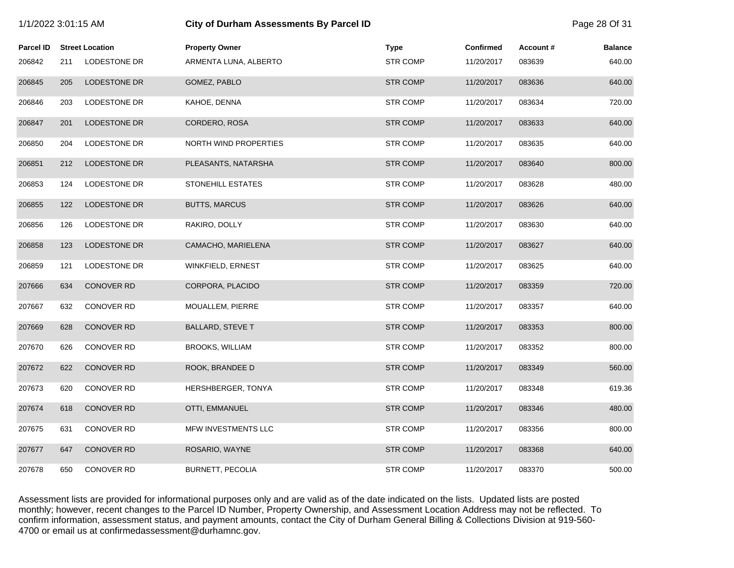# City of Durham Assessments By Parcel ID

1/1/2022 3:01:15 AM

| Parcel ID | Street Location | | Property Owner | Type | Confirmed | Account # | Balance |
|---|---|---|---|---|---|---|---|
| 206842 | 211 | LODESTONE DR | ARMENTA LUNA, ALBERTO | STR COMP | 11/20/2017 | 083639 | 640.00 |
| 206845 | 205 | LODESTONE DR | GOMEZ, PABLO | STR COMP | 11/20/2017 | 083636 | 640.00 |
| 206846 | 203 | LODESTONE DR | KAHOE, DENNA | STR COMP | 11/20/2017 | 083634 | 720.00 |
| 206847 | 201 | LODESTONE DR | CORDERO, ROSA | STR COMP | 11/20/2017 | 083633 | 640.00 |
| 206850 | 204 | LODESTONE DR | NORTH WIND PROPERTIES | STR COMP | 11/20/2017 | 083635 | 640.00 |
| 206851 | 212 | LODESTONE DR | PLEASANTS, NATARSHA | STR COMP | 11/20/2017 | 083640 | 800.00 |
| 206853 | 124 | LODESTONE DR | STONEHILL ESTATES | STR COMP | 11/20/2017 | 083628 | 480.00 |
| 206855 | 122 | LODESTONE DR | BUTTS, MARCUS | STR COMP | 11/20/2017 | 083626 | 640.00 |
| 206856 | 126 | LODESTONE DR | RAKIRO, DOLLY | STR COMP | 11/20/2017 | 083630 | 640.00 |
| 206858 | 123 | LODESTONE DR | CAMACHO, MARIELENA | STR COMP | 11/20/2017 | 083627 | 640.00 |
| 206859 | 121 | LODESTONE DR | WINKFIELD, ERNEST | STR COMP | 11/20/2017 | 083625 | 640.00 |
| 207666 | 634 | CONOVER RD | CORPORA, PLACIDO | STR COMP | 11/20/2017 | 083359 | 720.00 |
| 207667 | 632 | CONOVER RD | MOUALLEM, PIERRE | STR COMP | 11/20/2017 | 083357 | 640.00 |
| 207669 | 628 | CONOVER RD | BALLARD, STEVE T | STR COMP | 11/20/2017 | 083353 | 800.00 |
| 207670 | 626 | CONOVER RD | BROOKS, WILLIAM | STR COMP | 11/20/2017 | 083352 | 800.00 |
| 207672 | 622 | CONOVER RD | ROOK, BRANDEE D | STR COMP | 11/20/2017 | 083349 | 560.00 |
| 207673 | 620 | CONOVER RD | HERSHBERGER, TONYA | STR COMP | 11/20/2017 | 083348 | 619.36 |
| 207674 | 618 | CONOVER RD | OTTI, EMMANUEL | STR COMP | 11/20/2017 | 083346 | 480.00 |
| 207675 | 631 | CONOVER RD | MFW INVESTMENTS LLC | STR COMP | 11/20/2017 | 083356 | 800.00 |
| 207677 | 647 | CONOVER RD | ROSARIO, WAYNE | STR COMP | 11/20/2017 | 083368 | 640.00 |
| 207678 | 650 | CONOVER RD | BURNETT, PECOLIA | STR COMP | 11/20/2017 | 083370 | 500.00 |

Assessment lists are provided for informational purposes only and are valid as of the date indicated on the lists. Updated lists are posted monthly; however, recent changes to the Parcel ID Number, Property Ownership, and Assessment Location Address may not be reflected. To confirm information, assessment status, and payment amounts, contact the City of Durham General Billing & Collections Division at 919-560-4700 or email us at confirmedassessment@durhamnc.gov.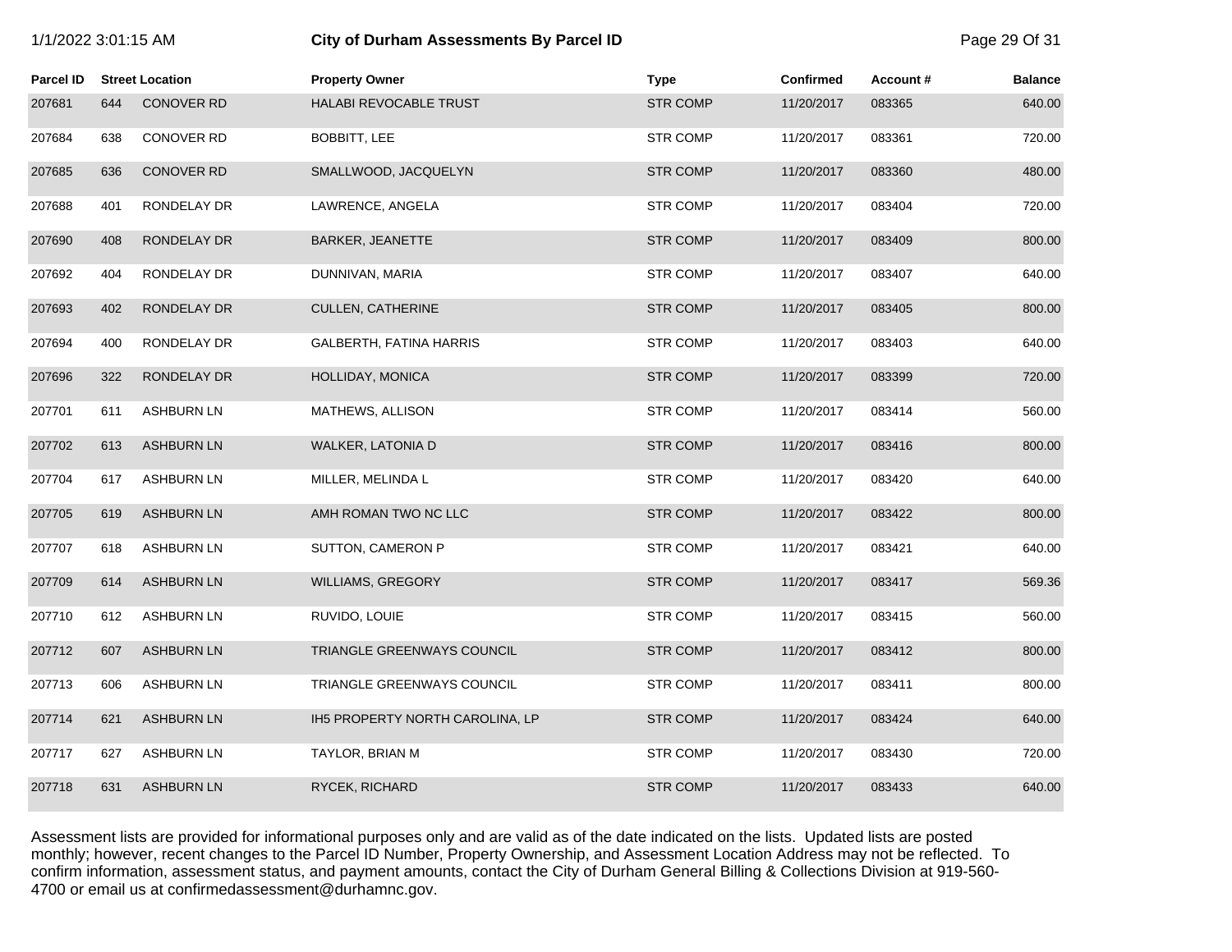| Parcel ID | Street Location | | Property Owner | Type | Confirmed | Account # | Balance |
|---|---|---|---|---|---|---|---|
| 207681 | 644 | CONOVER RD | HALABI REVOCABLE TRUST | STR COMP | 11/20/2017 | 083365 | 640.00 |
| 207684 | 638 | CONOVER RD | BOBBITT, LEE | STR COMP | 11/20/2017 | 083361 | 720.00 |
| 207685 | 636 | CONOVER RD | SMALLWOOD, JACQUELYN | STR COMP | 11/20/2017 | 083360 | 480.00 |
| 207688 | 401 | RONDELAY DR | LAWRENCE, ANGELA | STR COMP | 11/20/2017 | 083404 | 720.00 |
| 207690 | 408 | RONDELAY DR | BARKER, JEANETTE | STR COMP | 11/20/2017 | 083409 | 800.00 |
| 207692 | 404 | RONDELAY DR | DUNNIVAN, MARIA | STR COMP | 11/20/2017 | 083407 | 640.00 |
| 207693 | 402 | RONDELAY DR | CULLEN, CATHERINE | STR COMP | 11/20/2017 | 083405 | 800.00 |
| 207694 | 400 | RONDELAY DR | GALBERTH, FATINA HARRIS | STR COMP | 11/20/2017 | 083403 | 640.00 |
| 207696 | 322 | RONDELAY DR | HOLLIDAY, MONICA | STR COMP | 11/20/2017 | 083399 | 720.00 |
| 207701 | 611 | ASHBURN LN | MATHEWS, ALLISON | STR COMP | 11/20/2017 | 083414 | 560.00 |
| 207702 | 613 | ASHBURN LN | WALKER, LATONIA D | STR COMP | 11/20/2017 | 083416 | 800.00 |
| 207704 | 617 | ASHBURN LN | MILLER, MELINDA L | STR COMP | 11/20/2017 | 083420 | 640.00 |
| 207705 | 619 | ASHBURN LN | AMH ROMAN TWO NC LLC | STR COMP | 11/20/2017 | 083422 | 800.00 |
| 207707 | 618 | ASHBURN LN | SUTTON, CAMERON P | STR COMP | 11/20/2017 | 083421 | 640.00 |
| 207709 | 614 | ASHBURN LN | WILLIAMS, GREGORY | STR COMP | 11/20/2017 | 083417 | 569.36 |
| 207710 | 612 | ASHBURN LN | RUVIDO, LOUIE | STR COMP | 11/20/2017 | 083415 | 560.00 |
| 207712 | 607 | ASHBURN LN | TRIANGLE GREENWAYS COUNCIL | STR COMP | 11/20/2017 | 083412 | 800.00 |
| 207713 | 606 | ASHBURN LN | TRIANGLE GREENWAYS COUNCIL | STR COMP | 11/20/2017 | 083411 | 800.00 |
| 207714 | 621 | ASHBURN LN | IH5 PROPERTY NORTH CAROLINA, LP | STR COMP | 11/20/2017 | 083424 | 640.00 |
| 207717 | 627 | ASHBURN LN | TAYLOR, BRIAN M | STR COMP | 11/20/2017 | 083430 | 720.00 |
| 207718 | 631 | ASHBURN LN | RYCEK, RICHARD | STR COMP | 11/20/2017 | 083433 | 640.00 |

Assessment lists are provided for informational purposes only and are valid as of the date indicated on the lists. Updated lists are posted monthly; however, recent changes to the Parcel ID Number, Property Ownership, and Assessment Location Address may not be reflected. To confirm information, assessment status, and payment amounts, contact the City of Durham General Billing & Collections Division at 919-560-4700 or email us at confirmedassessment@durhamnc.gov.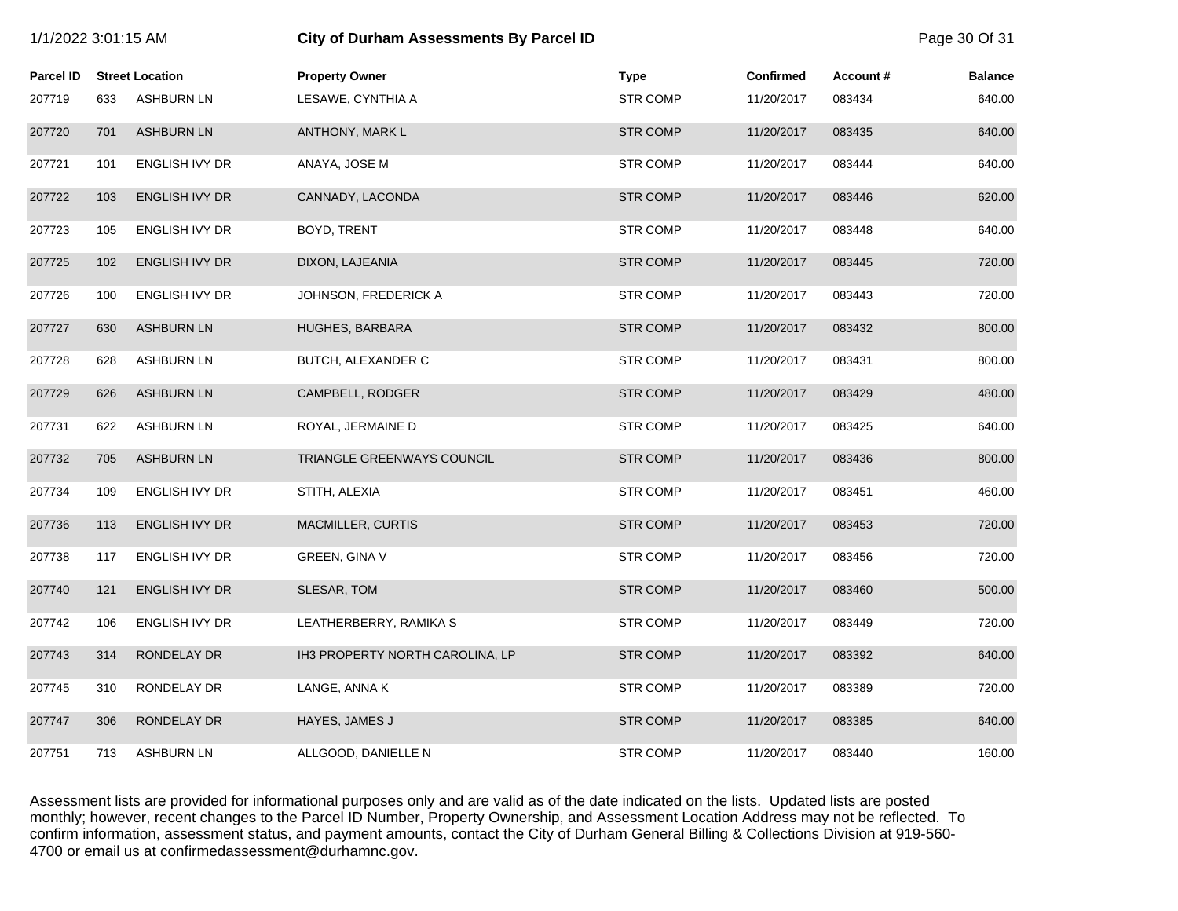| Parcel ID | Street Location | | Property Owner | Type | Confirmed | Account # | Balance |
|---|---|---|---|---|---|---|---|
| 207719 | 633 | ASHBURN LN | LESAWE, CYNTHIA A | STR COMP | 11/20/2017 | 083434 | 640.00 |
| 207720 | 701 | ASHBURN LN | ANTHONY, MARK L | STR COMP | 11/20/2017 | 083435 | 640.00 |
| 207721 | 101 | ENGLISH IVY DR | ANAYA, JOSE M | STR COMP | 11/20/2017 | 083444 | 640.00 |
| 207722 | 103 | ENGLISH IVY DR | CANNADY, LACONDA | STR COMP | 11/20/2017 | 083446 | 620.00 |
| 207723 | 105 | ENGLISH IVY DR | BOYD, TRENT | STR COMP | 11/20/2017 | 083448 | 640.00 |
| 207725 | 102 | ENGLISH IVY DR | DIXON, LAJEANIA | STR COMP | 11/20/2017 | 083445 | 720.00 |
| 207726 | 100 | ENGLISH IVY DR | JOHNSON, FREDERICK A | STR COMP | 11/20/2017 | 083443 | 720.00 |
| 207727 | 630 | ASHBURN LN | HUGHES, BARBARA | STR COMP | 11/20/2017 | 083432 | 800.00 |
| 207728 | 628 | ASHBURN LN | BUTCH, ALEXANDER C | STR COMP | 11/20/2017 | 083431 | 800.00 |
| 207729 | 626 | ASHBURN LN | CAMPBELL, RODGER | STR COMP | 11/20/2017 | 083429 | 480.00 |
| 207731 | 622 | ASHBURN LN | ROYAL, JERMAINE D | STR COMP | 11/20/2017 | 083425 | 640.00 |
| 207732 | 705 | ASHBURN LN | TRIANGLE GREENWAYS COUNCIL | STR COMP | 11/20/2017 | 083436 | 800.00 |
| 207734 | 109 | ENGLISH IVY DR | STITH, ALEXIA | STR COMP | 11/20/2017 | 083451 | 460.00 |
| 207736 | 113 | ENGLISH IVY DR | MACMILLER, CURTIS | STR COMP | 11/20/2017 | 083453 | 720.00 |
| 207738 | 117 | ENGLISH IVY DR | GREEN, GINA V | STR COMP | 11/20/2017 | 083456 | 720.00 |
| 207740 | 121 | ENGLISH IVY DR | SLESAR, TOM | STR COMP | 11/20/2017 | 083460 | 500.00 |
| 207742 | 106 | ENGLISH IVY DR | LEATHERBERRY, RAMIKA S | STR COMP | 11/20/2017 | 083449 | 720.00 |
| 207743 | 314 | RONDELAY DR | IH3 PROPERTY NORTH CAROLINA, LP | STR COMP | 11/20/2017 | 083392 | 640.00 |
| 207745 | 310 | RONDELAY DR | LANGE, ANNA K | STR COMP | 11/20/2017 | 083389 | 720.00 |
| 207747 | 306 | RONDELAY DR | HAYES, JAMES J | STR COMP | 11/20/2017 | 083385 | 640.00 |
| 207751 | 713 | ASHBURN LN | ALLGOOD, DANIELLE N | STR COMP | 11/20/2017 | 083440 | 160.00 |

Assessment lists are provided for informational purposes only and are valid as of the date indicated on the lists. Updated lists are posted monthly; however, recent changes to the Parcel ID Number, Property Ownership, and Assessment Location Address may not be reflected. To confirm information, assessment status, and payment amounts, contact the City of Durham General Billing & Collections Division at 919-560-4700 or email us at confirmedassessment@durhamnc.gov.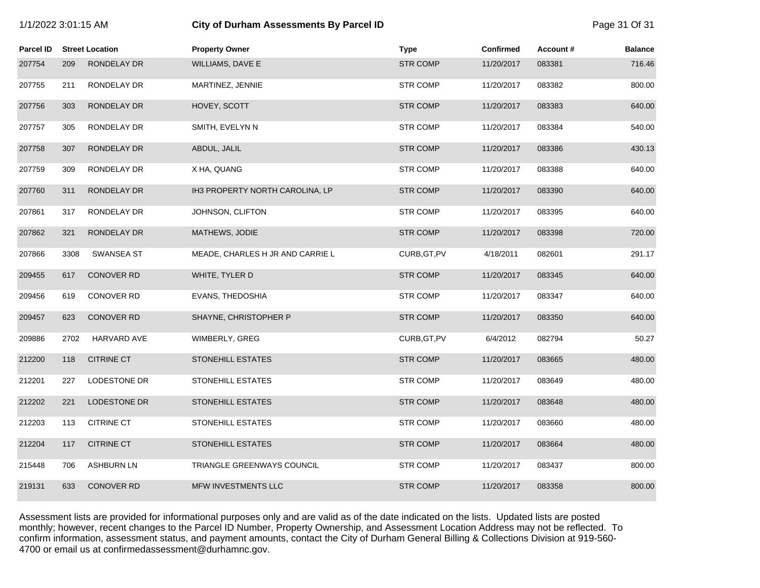| Parcel ID | Street Location | | Property Owner | Type | Confirmed | Account # | Balance |
|---|---|---|---|---|---|---|---|
| 207754 | 209 | RONDELAY DR | WILLIAMS, DAVE E | STR COMP | 11/20/2017 | 083381 | 716.46 |
| 207755 | 211 | RONDELAY DR | MARTINEZ, JENNIE | STR COMP | 11/20/2017 | 083382 | 800.00 |
| 207756 | 303 | RONDELAY DR | HOVEY, SCOTT | STR COMP | 11/20/2017 | 083383 | 640.00 |
| 207757 | 305 | RONDELAY DR | SMITH, EVELYN N | STR COMP | 11/20/2017 | 083384 | 540.00 |
| 207758 | 307 | RONDELAY DR | ABDUL, JALIL | STR COMP | 11/20/2017 | 083386 | 430.13 |
| 207759 | 309 | RONDELAY DR | X HA, QUANG | STR COMP | 11/20/2017 | 083388 | 640.00 |
| 207760 | 311 | RONDELAY DR | IH3 PROPERTY NORTH CAROLINA, LP | STR COMP | 11/20/2017 | 083390 | 640.00 |
| 207861 | 317 | RONDELAY DR | JOHNSON, CLIFTON | STR COMP | 11/20/2017 | 083395 | 640.00 |
| 207862 | 321 | RONDELAY DR | MATHEWS, JODIE | STR COMP | 11/20/2017 | 083398 | 720.00 |
| 207866 | 3308 | SWANSEA ST | MEADE, CHARLES H JR AND CARRIE L | CURB,GT,PV | 4/18/2011 | 082601 | 291.17 |
| 209455 | 617 | CONOVER RD | WHITE, TYLER D | STR COMP | 11/20/2017 | 083345 | 640.00 |
| 209456 | 619 | CONOVER RD | EVANS, THEDOSHIA | STR COMP | 11/20/2017 | 083347 | 640.00 |
| 209457 | 623 | CONOVER RD | SHAYNE, CHRISTOPHER P | STR COMP | 11/20/2017 | 083350 | 640.00 |
| 209886 | 2702 | HARVARD AVE | WIMBERLY, GREG | CURB,GT,PV | 6/4/2012 | 082794 | 50.27 |
| 212200 | 118 | CITRINE CT | STONEHILL ESTATES | STR COMP | 11/20/2017 | 083665 | 480.00 |
| 212201 | 227 | LODESTONE DR | STONEHILL ESTATES | STR COMP | 11/20/2017 | 083649 | 480.00 |
| 212202 | 221 | LODESTONE DR | STONEHILL ESTATES | STR COMP | 11/20/2017 | 083648 | 480.00 |
| 212203 | 113 | CITRINE CT | STONEHILL ESTATES | STR COMP | 11/20/2017 | 083660 | 480.00 |
| 212204 | 117 | CITRINE CT | STONEHILL ESTATES | STR COMP | 11/20/2017 | 083664 | 480.00 |
| 215448 | 706 | ASHBURN LN | TRIANGLE GREENWAYS COUNCIL | STR COMP | 11/20/2017 | 083437 | 800.00 |
| 219131 | 633 | CONOVER RD | MFW INVESTMENTS LLC | STR COMP | 11/20/2017 | 083358 | 800.00 |

Assessment lists are provided for informational purposes only and are valid as of the date indicated on the lists. Updated lists are posted monthly; however, recent changes to the Parcel ID Number, Property Ownership, and Assessment Location Address may not be reflected. To confirm information, assessment status, and payment amounts, contact the City of Durham General Billing & Collections Division at 919-560-4700 or email us at confirmedassessment@durhamnc.gov.